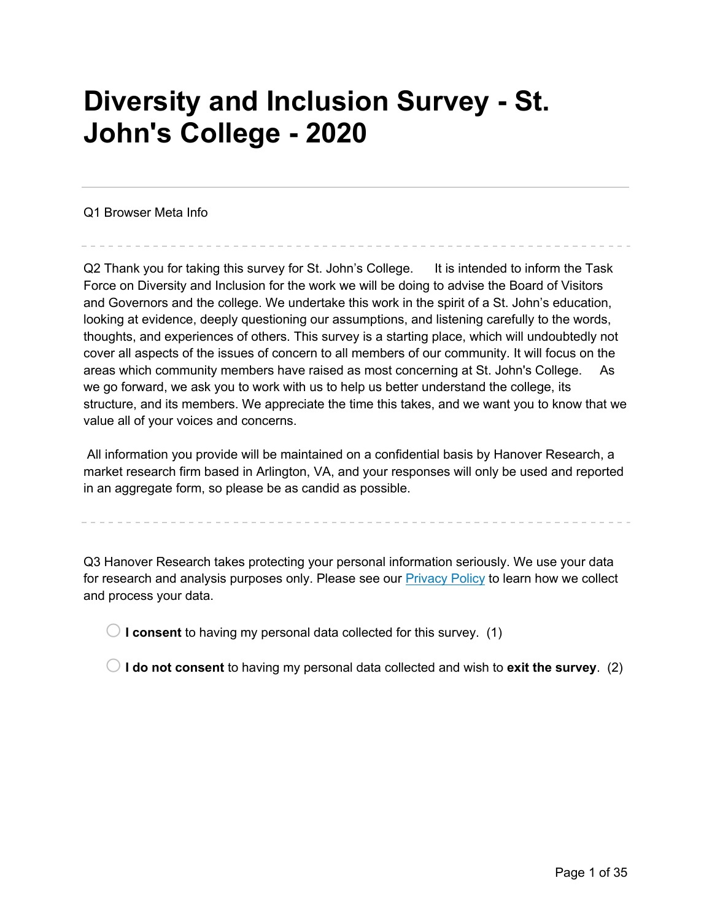# Diversity and Inclusion Survey - St. John's College - 2020

---

Q1 Browser Meta Info

---

Q2 Thank you for taking this survey for St. John's College. It is intended to inform the Task Force on Diversity and Inclusion for the work we will be doing to advise the Board of Visitors and Governors and the college. We undertake this work in the spirit of a St. John's education, looking at evidence, deeply questioning our assumptions, and listening carefully to the words, thoughts, and experiences of others. This survey is a starting place, which will undoubtedly not cover all aspects of the issues of concern to all members of our community. It will focus on the areas which community members have raised as most concerning at St. John's College. As we go forward, we ask you to work with us to help us better understand the college, its structure, and its members. We appreciate the time this takes, and we want you to know that we value all of your voices and concerns.

All information you provide will be maintained on a confidential basis by Hanover Research, a market research firm based in Arlington, VA, and your responses will only be used and reported in an aggregate form, so please be as candid as possible.

---

Q3 Hanover Research takes protecting your personal information seriously. We use your data for research and analysis purposes only. Please see our Privacy Policy to learn how we collect and process your data.

- **I consent** to having my personal data collected for this survey. (1)
- **I do not consent** to having my personal data collected and wish to **exit the survey**. (2)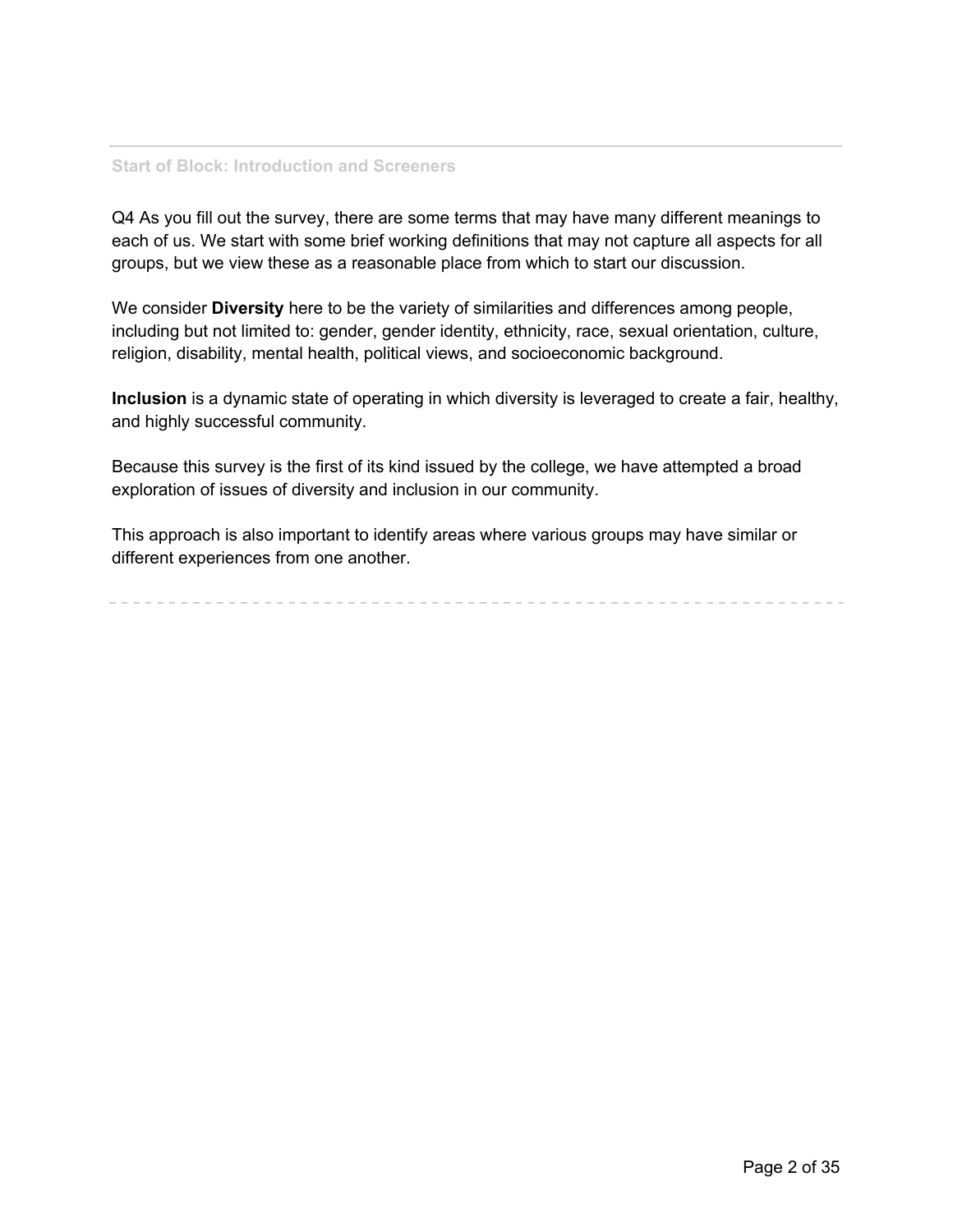Start of Block: Introduction and Screeners

Q4 As you fill out the survey, there are some terms that may have many different meanings to each of us. We start with some brief working definitions that may not capture all aspects for all groups, but we view these as a reasonable place from which to start our discussion.

We consider **Diversity** here to be the variety of similarities and differences among people, including but not limited to: gender, gender identity, ethnicity, race, sexual orientation, culture, religion, disability, mental health, political views, and socioeconomic background.

**Inclusion** is a dynamic state of operating in which diversity is leveraged to create a fair, healthy, and highly successful community.

Because this survey is the first of its kind issued by the college, we have attempted a broad exploration of issues of diversity and inclusion in our community.

This approach is also important to identify areas where various groups may have similar or different experiences from one another.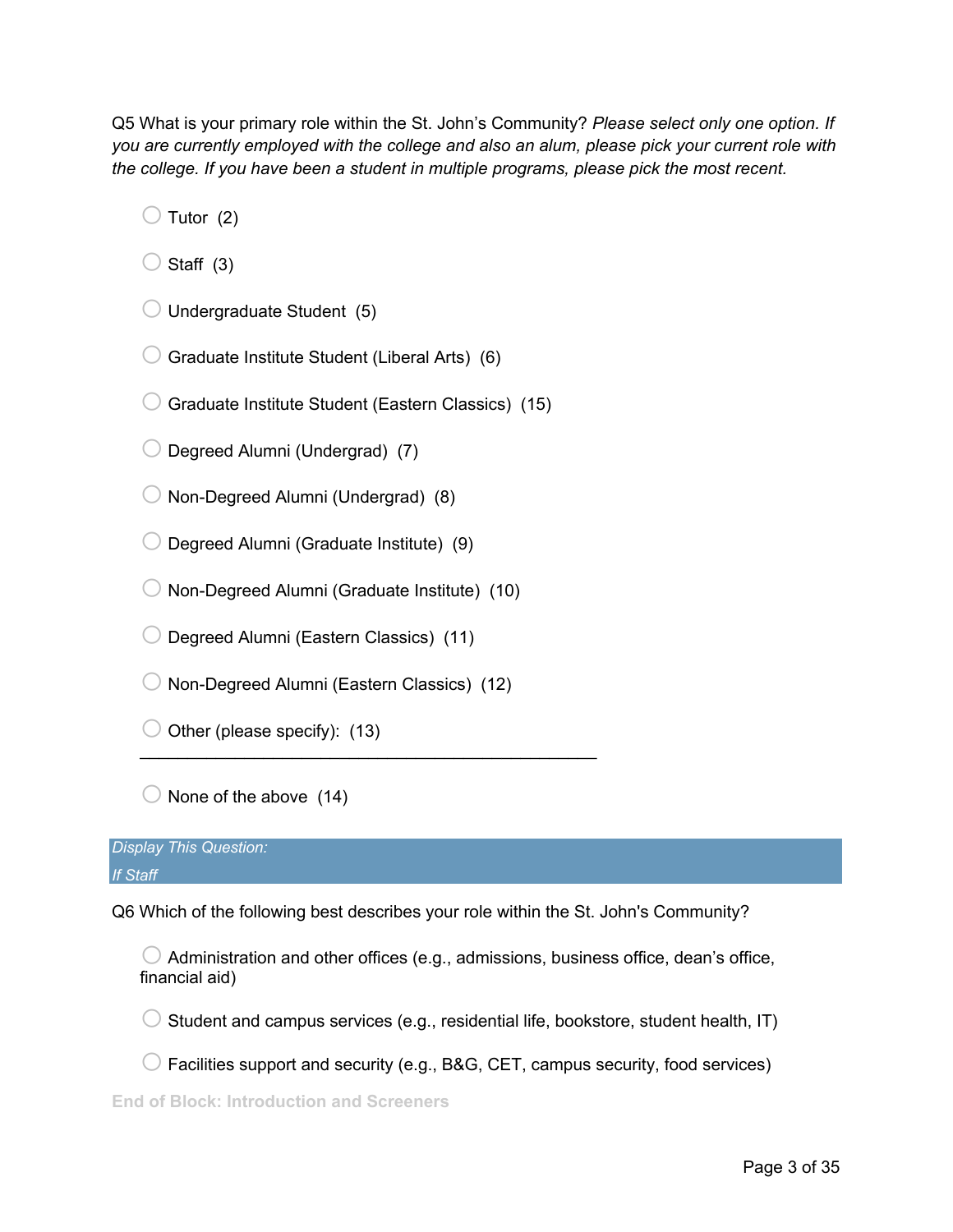Q5 What is your primary role within the St. John's Community? *Please select only one option. If you are currently employed with the college and also an alum, please pick your current role with the college. If you have been a student in multiple programs, please pick the most recent.*

- ◯ Tutor (2)
- ◯ Staff (3)
- ◯ Undergraduate Student (5)
- ◯ Graduate Institute Student (Liberal Arts) (6)
- ◯ Graduate Institute Student (Eastern Classics) (15)
- ◯ Degreed Alumni (Undergrad) (7)
- ◯ Non-Degreed Alumni (Undergrad) (8)
- ◯ Degreed Alumni (Graduate Institute) (9)
- ◯ Non-Degreed Alumni (Graduate Institute) (10)
- ◯ Degreed Alumni (Eastern Classics) (11)
- ◯ Non-Degreed Alumni (Eastern Classics) (12)
- ◯ Other (please specify): (13) ________________________________________________
- ◯ None of the above (14)

*Display This Question:*
*If Staff*

Q6 Which of the following best describes your role within the St. John's Community?

- ◯ Administration and other offices (e.g., admissions, business office, dean's office, financial aid)
- ◯ Student and campus services (e.g., residential life, bookstore, student health, IT)
- ◯ Facilities support and security (e.g., B&G, CET, campus security, food services)

**End of Block: Introduction and Screeners**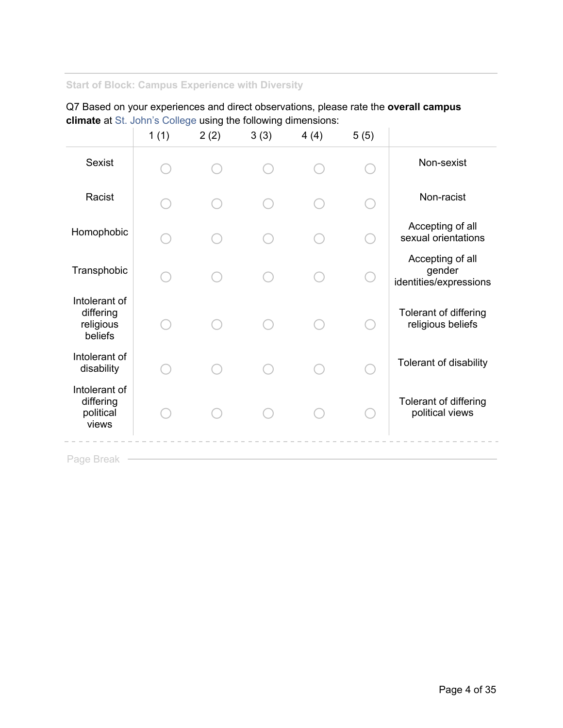Start of Block: Campus Experience with Diversity

Q7 Based on your experiences and direct observations, please rate the **overall campus climate** at St. John's College using the following dimensions:

| | 1 (1) | 2 (2) | 3 (3) | 4 (4) | 5 (5) | |
|---|---|---|---|---|---|---|
| Sexist | ○ | ○ | ○ | ○ | ○ | Non-sexist |
| Racist | ○ | ○ | ○ | ○ | ○ | Non-racist |
| Homophobic | ○ | ○ | ○ | ○ | ○ | Accepting of all sexual orientations |
| Transphobic | ○ | ○ | ○ | ○ | ○ | Accepting of all gender identities/expressions |
| Intolerant of differing religious beliefs | ○ | ○ | ○ | ○ | ○ | Tolerant of differing religious beliefs |
| Intolerant of disability | ○ | ○ | ○ | ○ | ○ | Tolerant of disability |
| Intolerant of differing political views | ○ | ○ | ○ | ○ | ○ | Tolerant of differing political views |

Page Break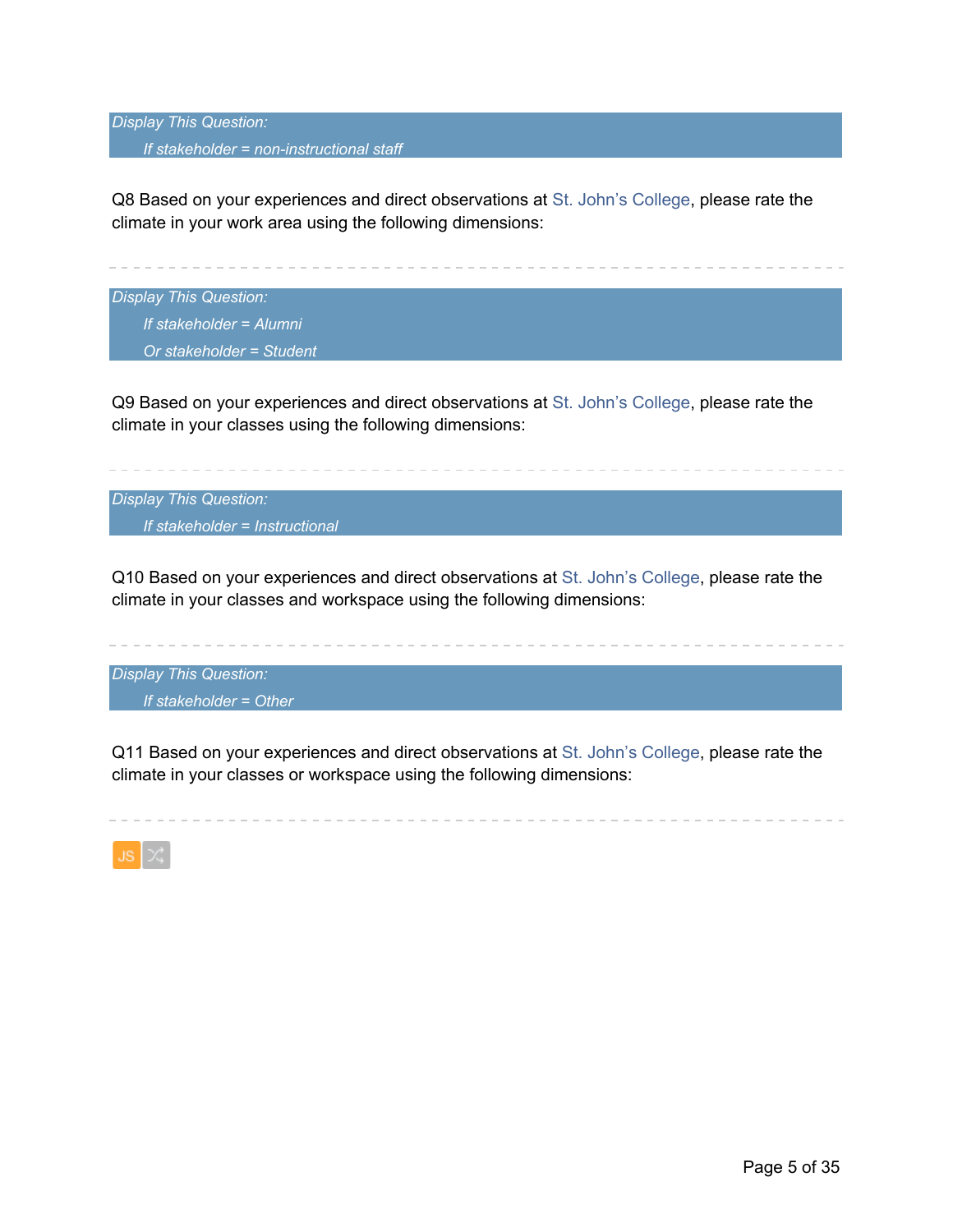*Display This Question:*

*If stakeholder = non-instructional staff*

Q8 Based on your experiences and direct observations at St. John's College, please rate the climate in your work area using the following dimensions:

---

*Display This Question:*

*If stakeholder = Alumni*

*Or stakeholder = Student*

Q9 Based on your experiences and direct observations at St. John's College, please rate the climate in your classes using the following dimensions:

---

*Display This Question:*

*If stakeholder = Instructional*

Q10 Based on your experiences and direct observations at St. John's College, please rate the climate in your classes and workspace using the following dimensions:

---

*Display This Question:*

*If stakeholder = Other*

Q11 Based on your experiences and direct observations at St. John's College, please rate the climate in your classes or workspace using the following dimensions:

---

JS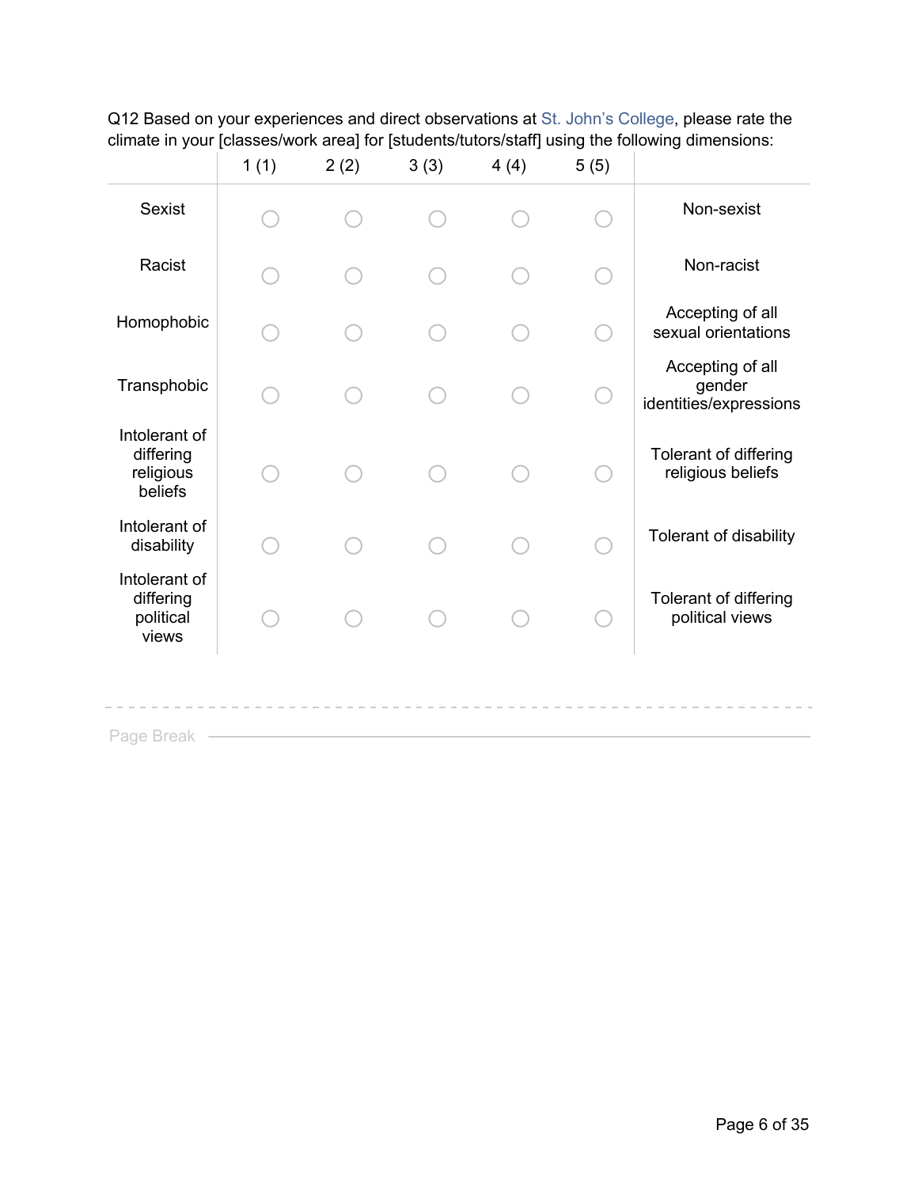Q12 Based on your experiences and direct observations at St. John's College, please rate the climate in your [classes/work area] for [students/tutors/staff] using the following dimensions:

| | 1 (1) | 2 (2) | 3 (3) | 4 (4) | 5 (5) | |
|---|---|---|---|---|---|---|
| Sexist | ○ | ○ | ○ | ○ | ○ | Non-sexist |
| Racist | ○ | ○ | ○ | ○ | ○ | Non-racist |
| Homophobic | ○ | ○ | ○ | ○ | ○ | Accepting of all sexual orientations |
| Transphobic | ○ | ○ | ○ | ○ | ○ | Accepting of all gender identities/expressions |
| Intolerant of differing religious beliefs | ○ | ○ | ○ | ○ | ○ | Tolerant of differing religious beliefs |
| Intolerant of disability | ○ | ○ | ○ | ○ | ○ | Tolerant of disability |
| Intolerant of differing political views | ○ | ○ | ○ | ○ | ○ | Tolerant of differing political views |

Page Break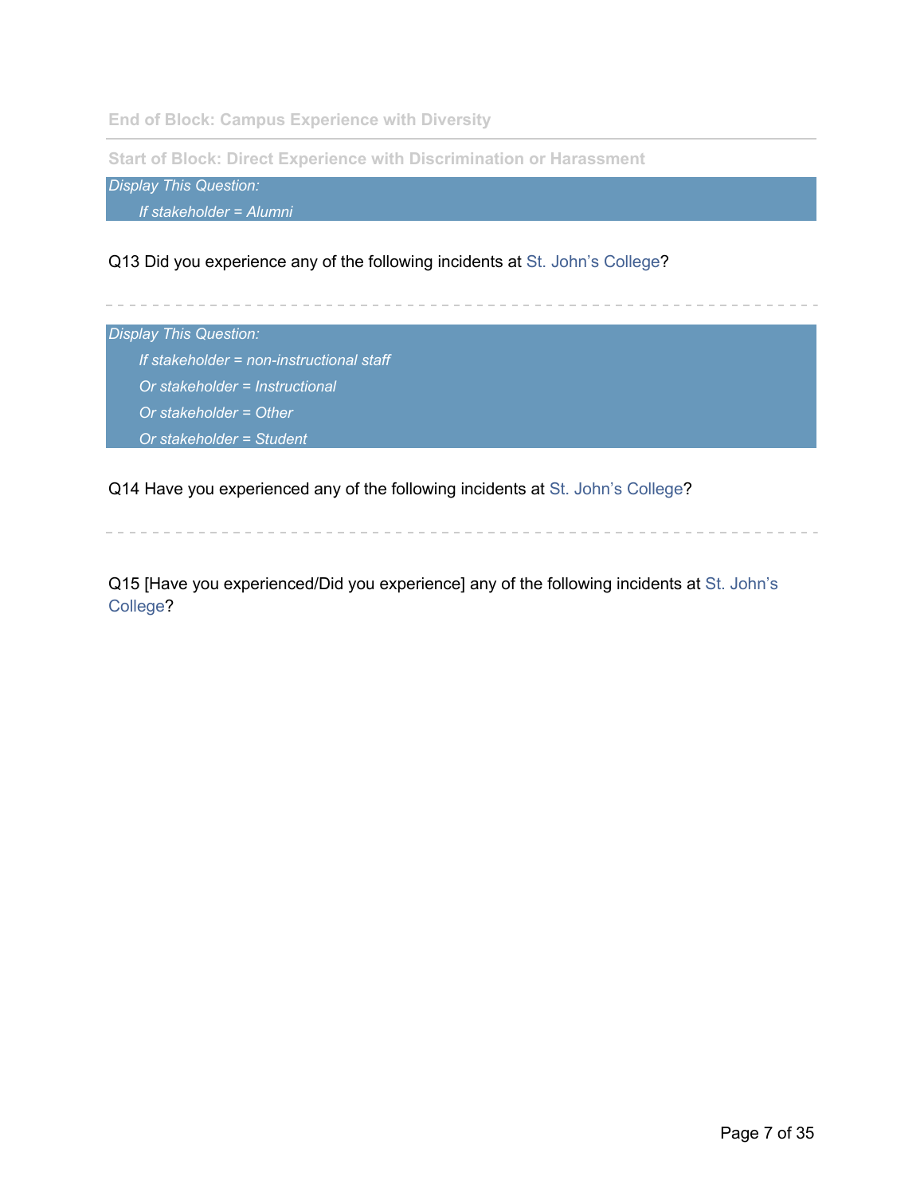End of Block: Campus Experience with Diversity

---

Start of Block: Direct Experience with Discrimination or Harassment

*Display This Question:*

*If stakeholder = Alumni*

Q13 Did you experience any of the following incidents at St. John's College?

---

*Display This Question:*

*If stakeholder = non-instructional staff*

*Or stakeholder = Instructional*

*Or stakeholder = Other*

*Or stakeholder = Student*

Q14 Have you experienced any of the following incidents at St. John's College?

---

Q15 [Have you experienced/Did you experience] any of the following incidents at St. John's College?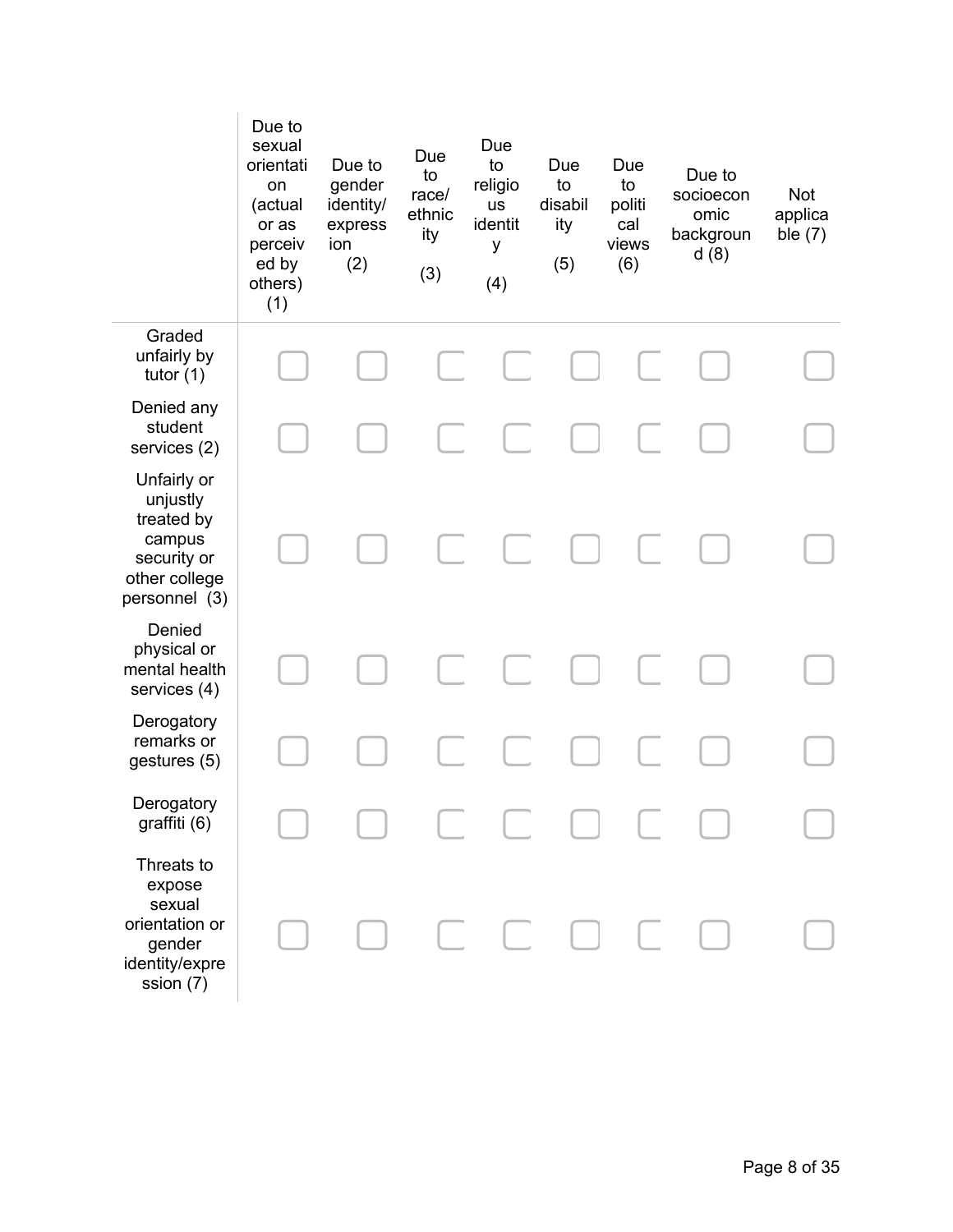| | Due to sexual orientation (actual or as perceived by others) (1) | Due to gender identity/ expression (2) | Due to race/ ethnicity (3) | Due to religious identity (4) | Due to disability (5) | Due to political views (6) | Due to socioeconomic background (8) | Not applicable (7) |
|---|---|---|---|---|---|---|---|---|
| Graded unfairly by tutor (1) | ▢ | ▢ | ▢ | ▢ | ▢ | ▢ | ▢ | ▢ |
| Denied any student services (2) | ▢ | ▢ | ▢ | ▢ | ▢ | ▢ | ▢ | ▢ |
| Unfairly or unjustly treated by campus security or other college personnel (3) | ▢ | ▢ | ▢ | ▢ | ▢ | ▢ | ▢ | ▢ |
| Denied physical or mental health services (4) | ▢ | ▢ | ▢ | ▢ | ▢ | ▢ | ▢ | ▢ |
| Derogatory remarks or gestures (5) | ▢ | ▢ | ▢ | ▢ | ▢ | ▢ | ▢ | ▢ |
| Derogatory graffiti (6) | ▢ | ▢ | ▢ | ▢ | ▢ | ▢ | ▢ | ▢ |
| Threats to expose sexual orientation or gender identity/expression (7) | ▢ | ▢ | ▢ | ▢ | ▢ | ▢ | ▢ | ▢ |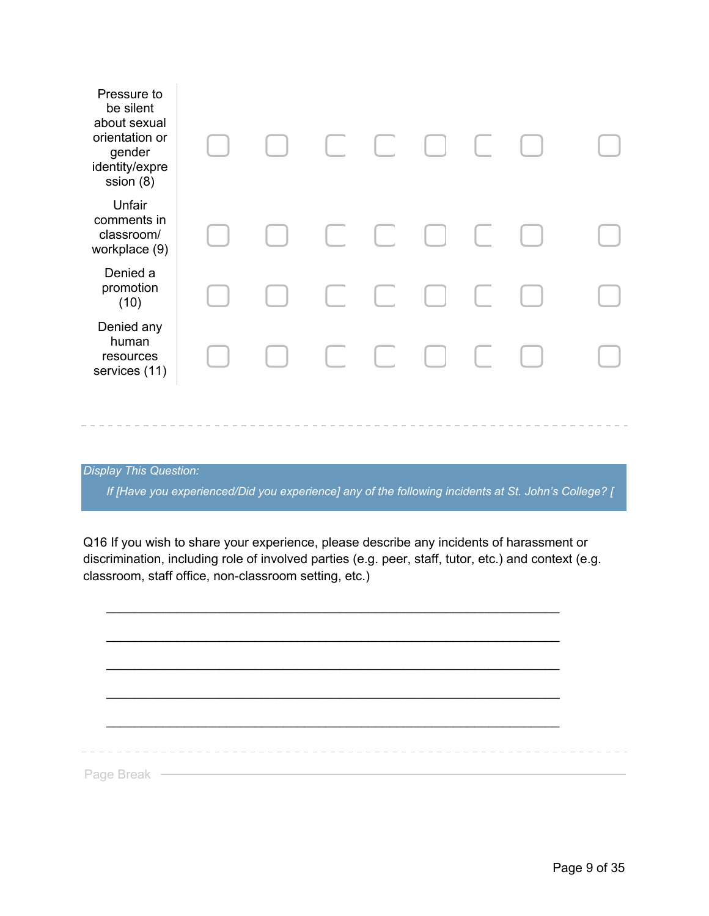| | | | | | | | | |
|---|---|---|---|---|---|---|---|---|
| Pressure to be silent about sexual orientation or gender identity/expression (8) | ☐ | ☐ | ☐ | ☐ | ☐ | ☐ | ☐ | ☐ |
| Unfair comments in classroom/ workplace (9) | ☐ | ☐ | ☐ | ☐ | ☐ | ☐ | ☐ | ☐ |
| Denied a promotion (10) | ☐ | ☐ | ☐ | ☐ | ☐ | ☐ | ☐ | ☐ |
| Denied any human resources services (11) | ☐ | ☐ | ☐ | ☐ | ☐ | ☐ | ☐ | ☐ |

---

*Display This Question:*

*If [Have you experienced/Did you experience] any of the following incidents at St. John's College? [*

Q16 If you wish to share your experience, please describe any incidents of harassment or discrimination, including role of involved parties (e.g. peer, staff, tutor, etc.) and context (e.g. classroom, staff office, non-classroom setting, etc.)

________________________________________________________________

________________________________________________________________

________________________________________________________________

________________________________________________________________

________________________________________________________________

---

Page Break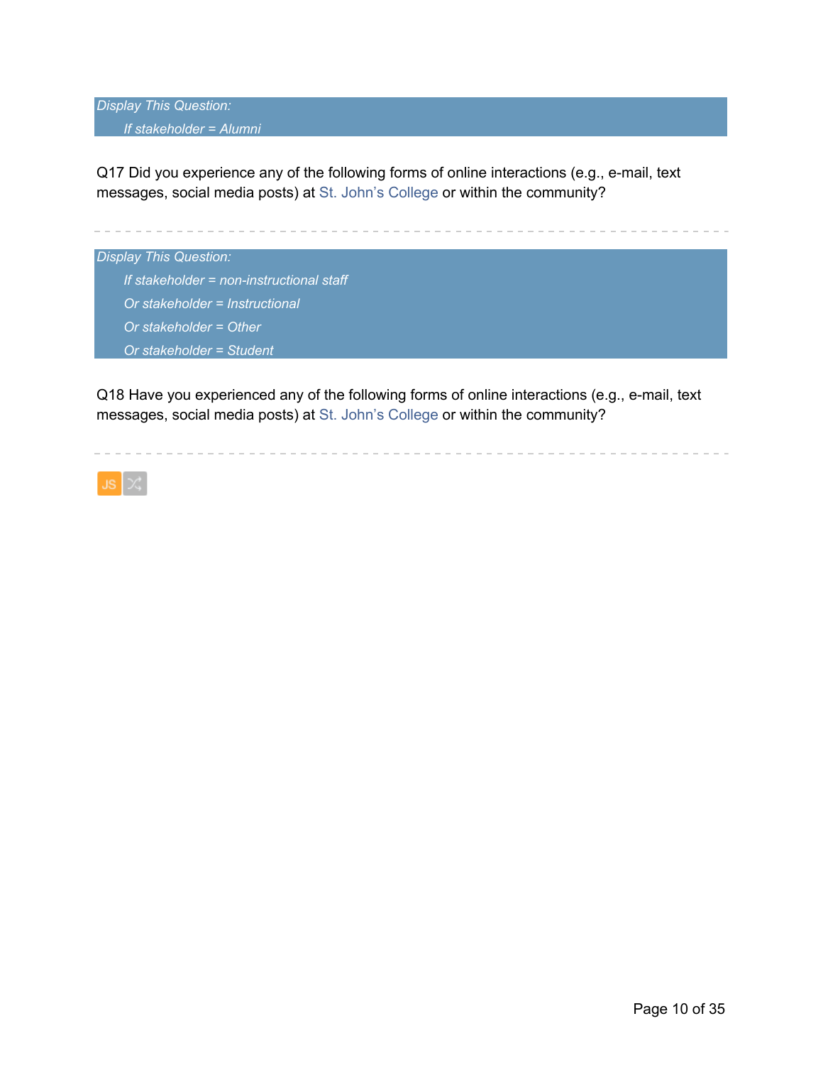*Display This Question:*

*If stakeholder = Alumni*

Q17 Did you experience any of the following forms of online interactions (e.g., e-mail, text messages, social media posts) at St. John’s College or within the community?

---

*Display This Question:*

*If stakeholder = non-instructional staff*

*Or stakeholder = Instructional*

*Or stakeholder = Other*

*Or stakeholder = Student*

Q18 Have you experienced any of the following forms of online interactions (e.g., e-mail, text messages, social media posts) at St. John’s College or within the community?

---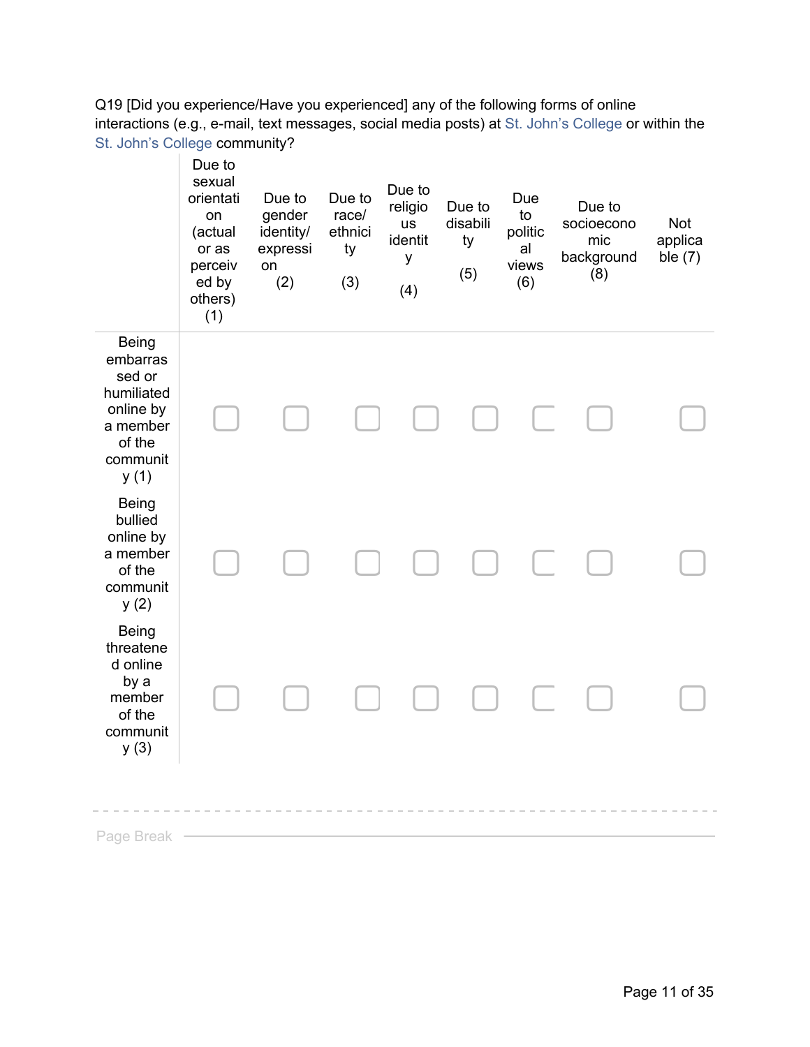Q19 [Did you experience/Have you experienced] any of the following forms of online interactions (e.g., e-mail, text messages, social media posts) at St. John's College or within the St. John's College community?

| | Due to sexual orientation (actual or as perceived by others) (1) | Due to gender identity/ expression (2) | Due to race/ ethnicity (3) | Due to religious identity (4) | Due to disability (5) | Due to political views (6) | Due to socioeconomic background (8) | Not applicable (7) |
|---|---|---|---|---|---|---|---|---|
| Being embarrassed or humiliated online by a member of the community (1) | ▢ | ▢ | ▢ | ▢ | ▢ | ▢ | ▢ | ▢ |
| Being bullied online by a member of the community (2) | ▢ | ▢ | ▢ | ▢ | ▢ | ▢ | ▢ | ▢ |
| Being threatened online by a member of the community (3) | ▢ | ▢ | ▢ | ▢ | ▢ | ▢ | ▢ | ▢ |

Page Break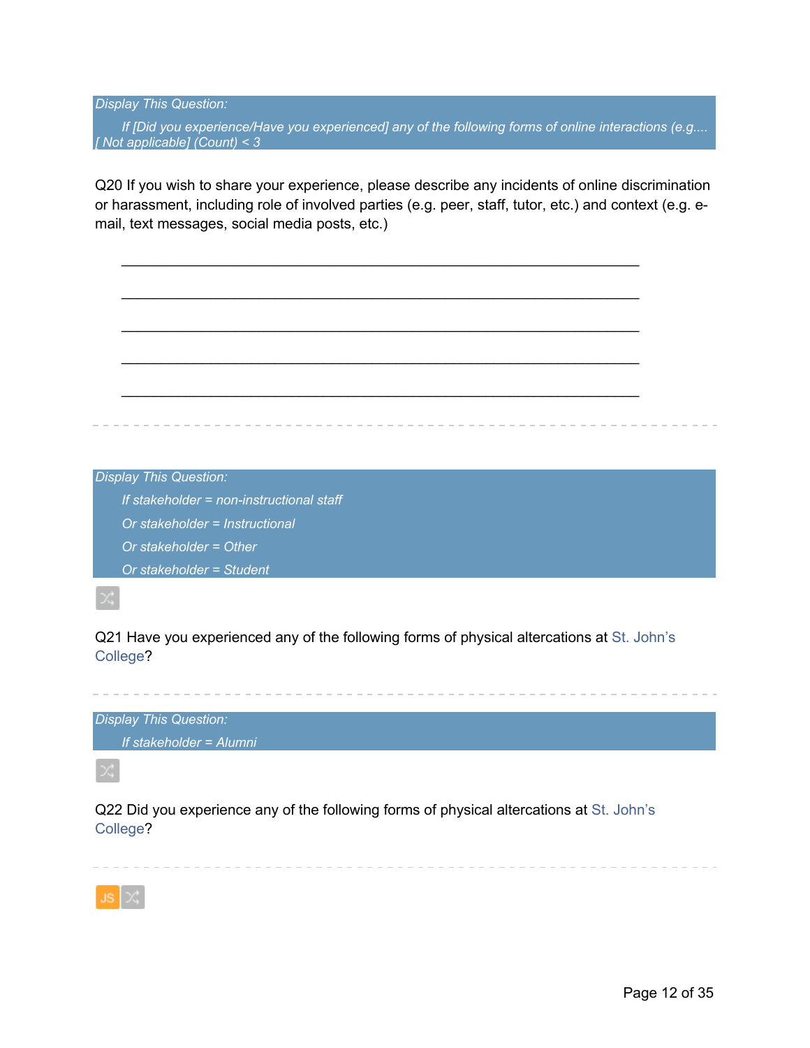*Display This Question:*

*If [Did you experience/Have you experienced] any of the following forms of online interactions (e.g.... [ Not applicable] (Count) < 3*

Q20 If you wish to share your experience, please describe any incidents of online discrimination or harassment, including role of involved parties (e.g. peer, staff, tutor, etc.) and context (e.g. e-mail, text messages, social media posts, etc.)

________________________________________________________________

________________________________________________________________

________________________________________________________________

________________________________________________________________

________________________________________________________________

---

*Display This Question:*

*If stakeholder = non-instructional staff*

*Or stakeholder = Instructional*

*Or stakeholder = Other*

*Or stakeholder = Student*

Q21 Have you experienced any of the following forms of physical altercations at St. John's College?

---

*Display This Question:*

*If stakeholder = Alumni*

Q22 Did you experience any of the following forms of physical altercations at St. John's College?

---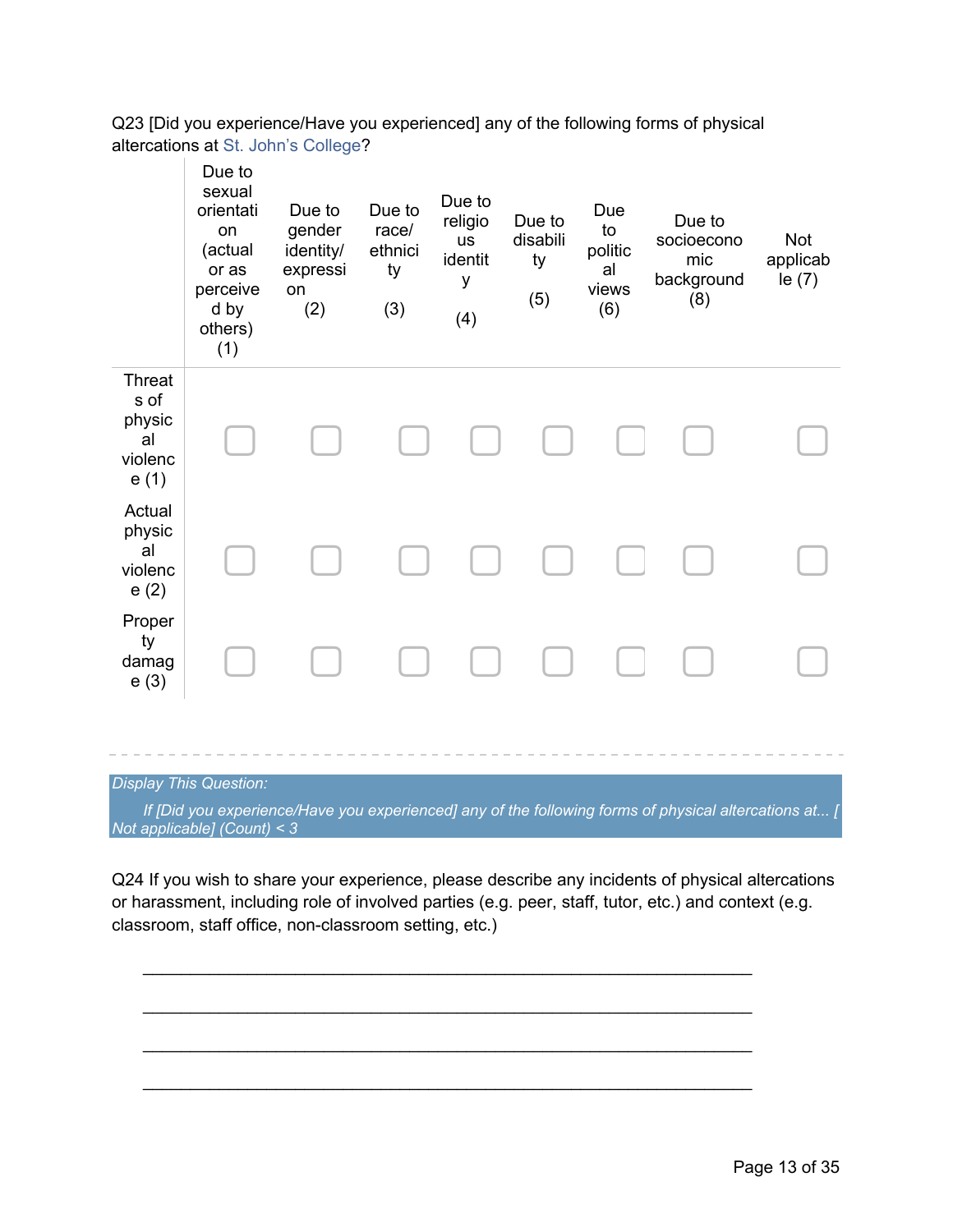Q23 [Did you experience/Have you experienced] any of the following forms of physical altercations at St. John's College?

| | Due to sexual orientation (actual or as perceived by others) (1) | Due to gender identity/ expression (2) | Due to race/ ethnicity (3) | Due to religious identity (4) | Due to disability (5) | Due to political views (6) | Due to socioeconomic background (8) | Not applicable (7) |
|---|---|---|---|---|---|---|---|---|
| Threats of physical violence (1) | ▢ | ▢ | ▢ | ▢ | ▢ | ▢ | ▢ | ▢ |
| Actual physical violence (2) | ▢ | ▢ | ▢ | ▢ | ▢ | ▢ | ▢ | ▢ |
| Property damage (3) | ▢ | ▢ | ▢ | ▢ | ▢ | ▢ | ▢ | ▢ |

---

*Display This Question:*

*If [Did you experience/Have you experienced] any of the following forms of physical altercations at... [ Not applicable] (Count) < 3*

Q24 If you wish to share your experience, please describe any incidents of physical altercations or harassment, including role of involved parties (e.g. peer, staff, tutor, etc.) and context (e.g. classroom, staff office, non-classroom setting, etc.)

________________________________________________________________

________________________________________________________________

________________________________________________________________

________________________________________________________________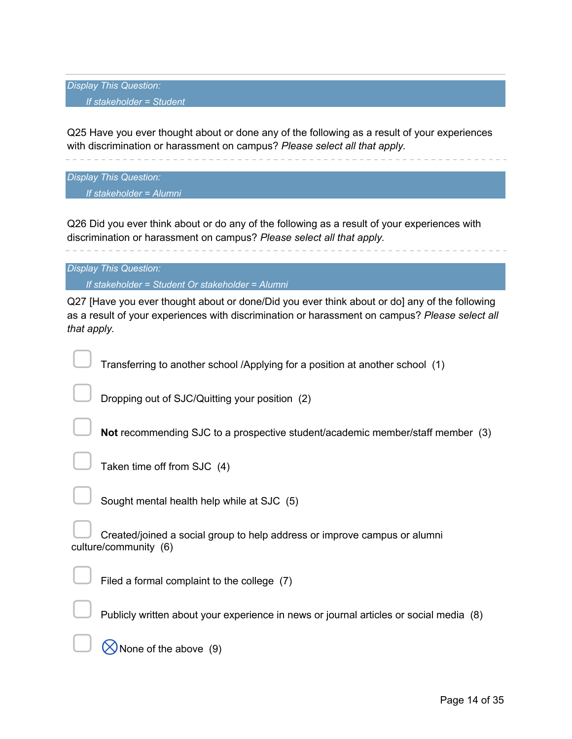*Display This Question:*

*If stakeholder = Student*

Q25 Have you ever thought about or done any of the following as a result of your experiences with discrimination or harassment on campus? *Please select all that apply.*

---

*Display This Question:*

*If stakeholder = Alumni*

Q26 Did you ever think about or do any of the following as a result of your experiences with discrimination or harassment on campus? *Please select all that apply.*

---

*Display This Question:*

*If stakeholder = Student Or stakeholder = Alumni*

Q27 [Have you ever thought about or done/Did you ever think about or do] any of the following as a result of your experiences with discrimination or harassment on campus? *Please select all that apply.*

- ▢ Transferring to another school /Applying for a position at another school (1)
- ▢ Dropping out of SJC/Quitting your position (2)
- ▢ **Not** recommending SJC to a prospective student/academic member/staff member (3)
- ▢ Taken time off from SJC (4)
- ▢ Sought mental health help while at SJC (5)
- ▢ Created/joined a social group to help address or improve campus or alumni culture/community (6)
- ▢ Filed a formal complaint to the college (7)
- ▢ Publicly written about your experience in news or journal articles or social media (8)
- ▢ ⊗None of the above (9)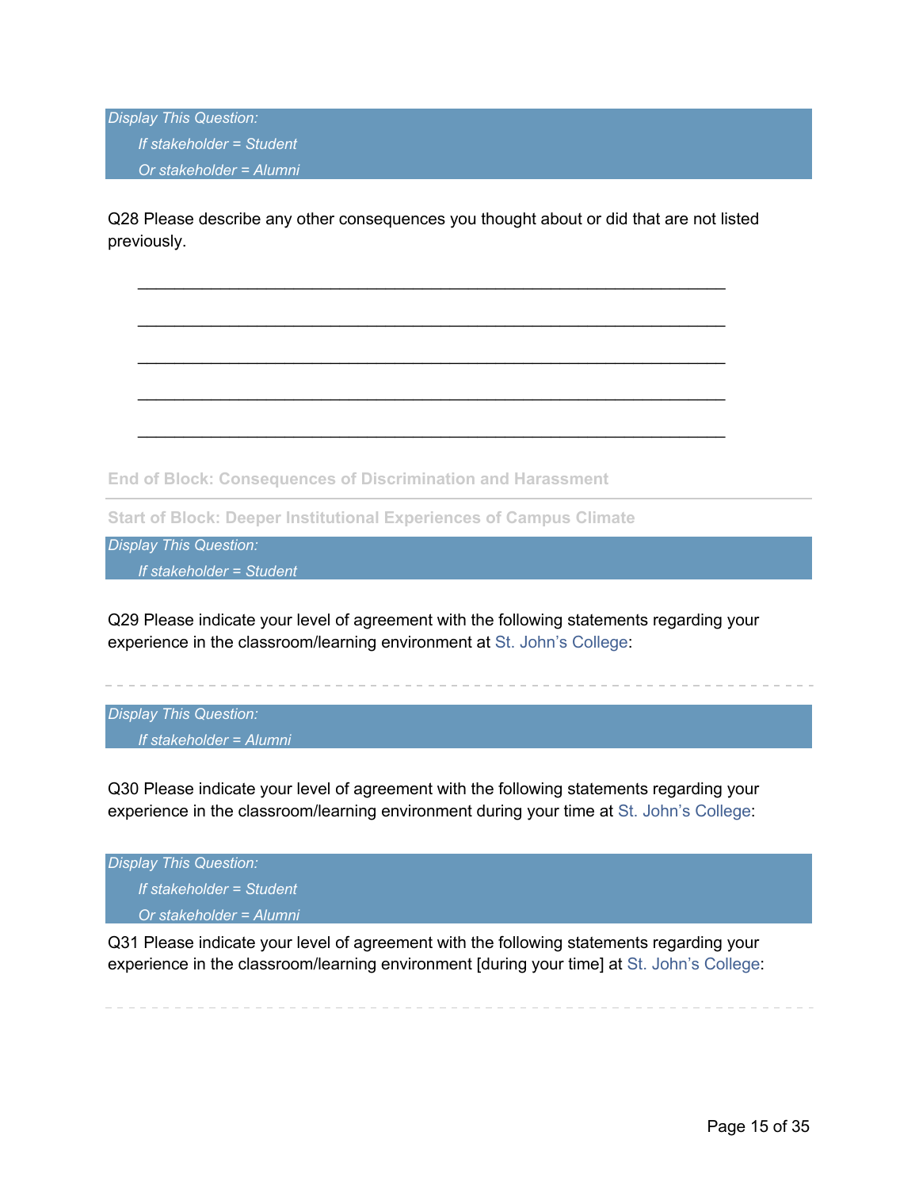*Display This Question:*

*If stakeholder = Student*

*Or stakeholder = Alumni*

Q28 Please describe any other consequences you thought about or did that are not listed previously.

________________________________________________________________

________________________________________________________________

________________________________________________________________

________________________________________________________________

________________________________________________________________

**End of Block: Consequences of Discrimination and Harassment**

---

**Start of Block: Deeper Institutional Experiences of Campus Climate**

*Display This Question:*

*If stakeholder = Student*

Q29 Please indicate your level of agreement with the following statements regarding your experience in the classroom/learning environment at St. John's College:

---

*Display This Question:*

*If stakeholder = Alumni*

Q30 Please indicate your level of agreement with the following statements regarding your experience in the classroom/learning environment during your time at St. John's College:

*Display This Question:*

*If stakeholder = Student*

*Or stakeholder = Alumni*

Q31 Please indicate your level of agreement with the following statements regarding your experience in the classroom/learning environment [during your time] at St. John's College:

---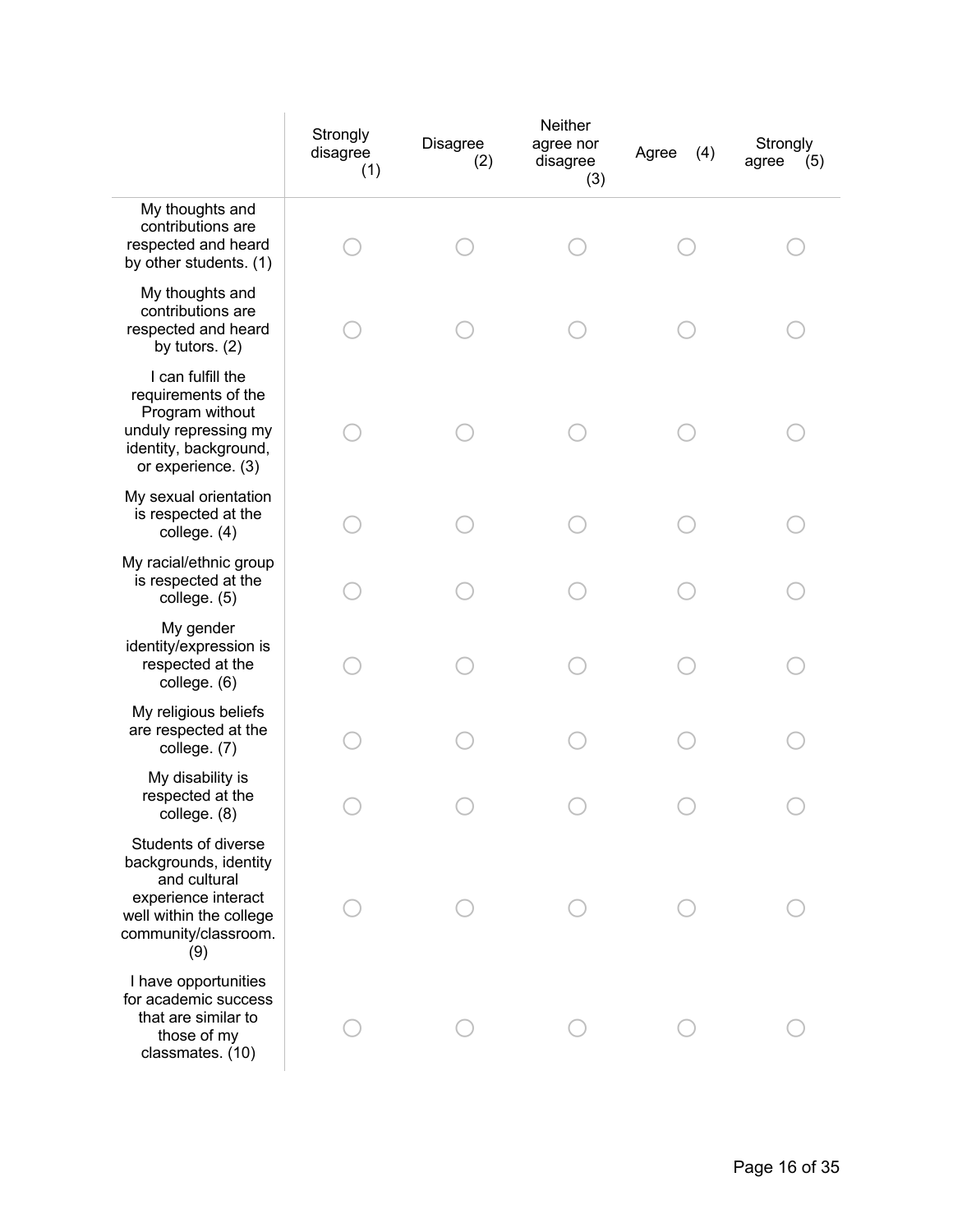| | Strongly disagree (1) | Disagree (2) | Neither agree nor disagree (3) | Agree (4) | Strongly agree (5) |
|---|---|---|---|---|---|
| My thoughts and contributions are respected and heard by other students. (1) | ◯ | ◯ | ◯ | ◯ | ◯ |
| My thoughts and contributions are respected and heard by tutors. (2) | ◯ | ◯ | ◯ | ◯ | ◯ |
| I can fulfill the requirements of the Program without unduly repressing my identity, background, or experience. (3) | ◯ | ◯ | ◯ | ◯ | ◯ |
| My sexual orientation is respected at the college. (4) | ◯ | ◯ | ◯ | ◯ | ◯ |
| My racial/ethnic group is respected at the college. (5) | ◯ | ◯ | ◯ | ◯ | ◯ |
| My gender identity/expression is respected at the college. (6) | ◯ | ◯ | ◯ | ◯ | ◯ |
| My religious beliefs are respected at the college. (7) | ◯ | ◯ | ◯ | ◯ | ◯ |
| My disability is respected at the college. (8) | ◯ | ◯ | ◯ | ◯ | ◯ |
| Students of diverse backgrounds, identity and cultural experience interact well within the college community/classroom. (9) | ◯ | ◯ | ◯ | ◯ | ◯ |
| I have opportunities for academic success that are similar to those of my classmates. (10) | ◯ | ◯ | ◯ | ◯ | ◯ |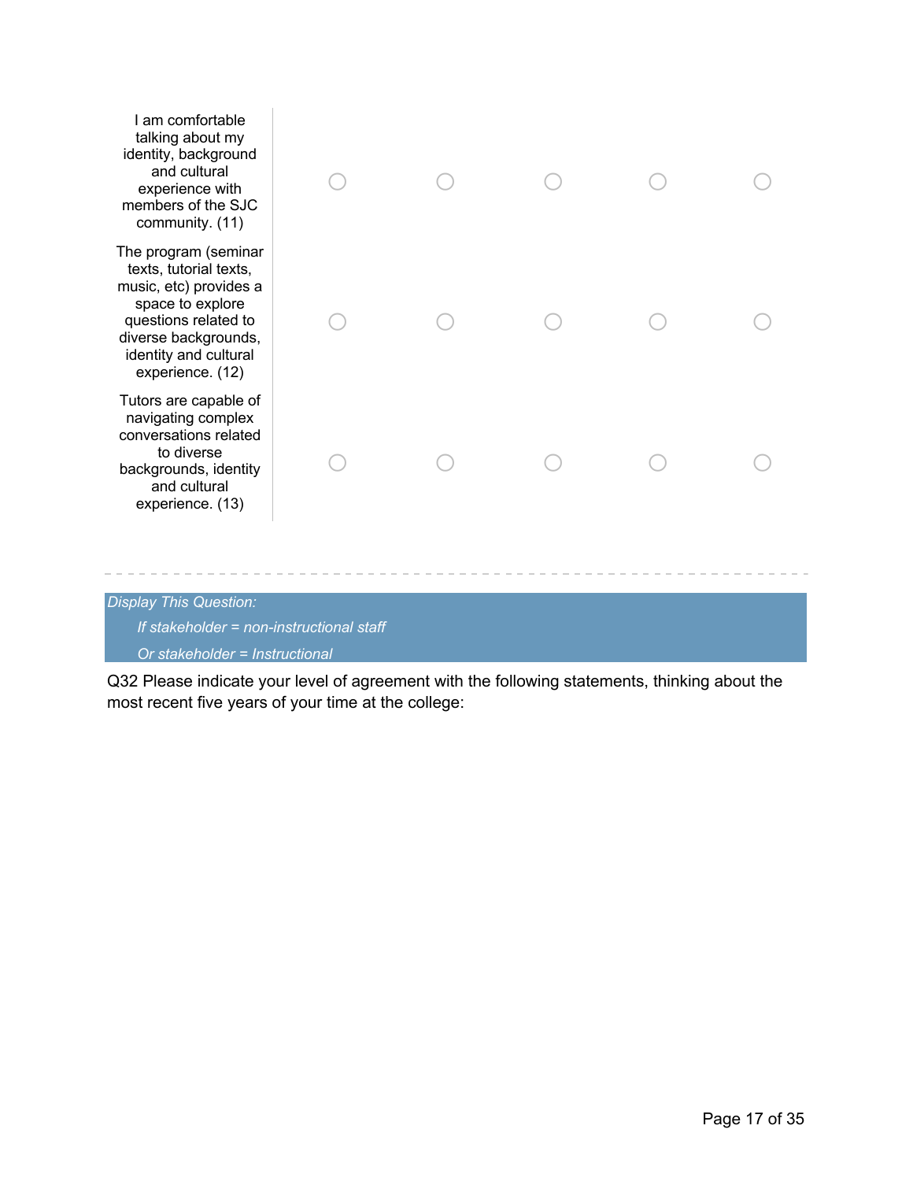| | | | | | |
|---|---|---|---|---|---|
| I am comfortable talking about my identity, background and cultural experience with members of the SJC community. (11) | ○ | ○ | ○ | ○ | ○ |
| The program (seminar texts, tutorial texts, music, etc) provides a space to explore questions related to diverse backgrounds, identity and cultural experience. (12) | ○ | ○ | ○ | ○ | ○ |
| Tutors are capable of navigating complex conversations related to diverse backgrounds, identity and cultural experience. (13) | ○ | ○ | ○ | ○ | ○ |

---

*Display This Question:*

*If stakeholder = non-instructional staff*

*Or stakeholder = Instructional*

Q32 Please indicate your level of agreement with the following statements, thinking about the most recent five years of your time at the college: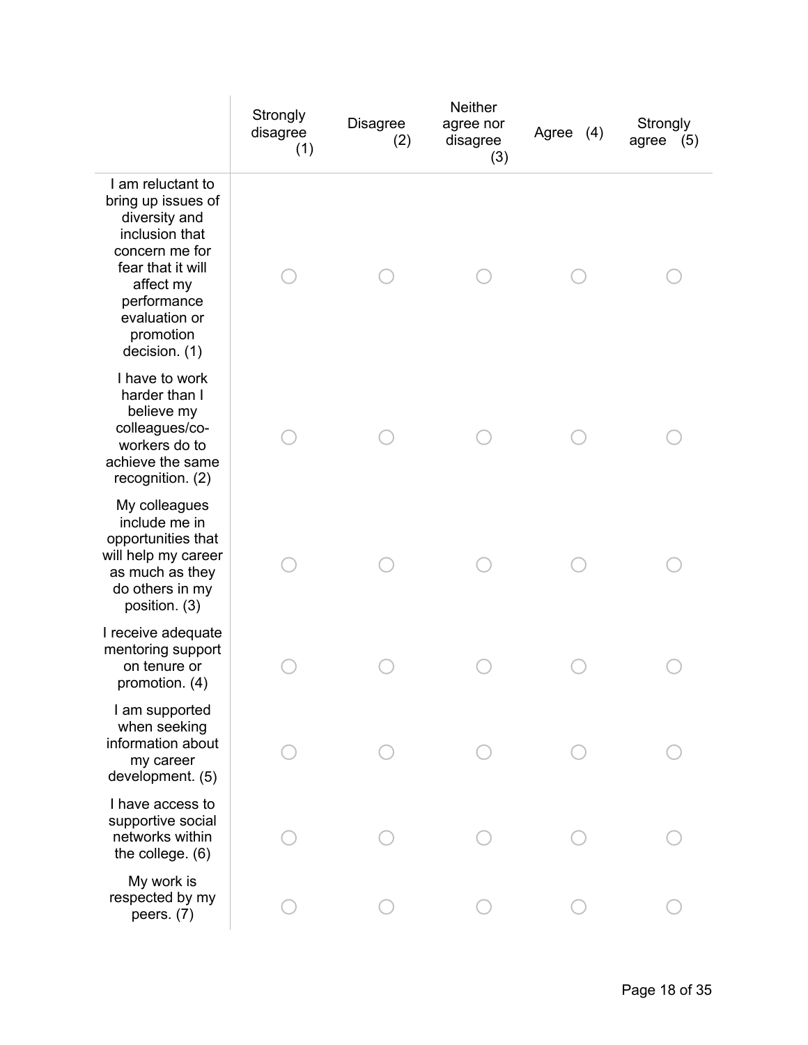| | Strongly disagree (1) | Disagree (2) | Neither agree nor disagree (3) | Agree (4) | Strongly agree (5) |
|---|---|---|---|---|---|
| I am reluctant to bring up issues of diversity and inclusion that concern me for fear that it will affect my performance evaluation or promotion decision. (1) | ○ | ○ | ○ | ○ | ○ |
| I have to work harder than I believe my colleagues/co-workers do to achieve the same recognition. (2) | ○ | ○ | ○ | ○ | ○ |
| My colleagues include me in opportunities that will help my career as much as they do others in my position. (3) | ○ | ○ | ○ | ○ | ○ |
| I receive adequate mentoring support on tenure or promotion. (4) | ○ | ○ | ○ | ○ | ○ |
| I am supported when seeking information about my career development. (5) | ○ | ○ | ○ | ○ | ○ |
| I have access to supportive social networks within the college. (6) | ○ | ○ | ○ | ○ | ○ |
| My work is respected by my peers. (7) | ○ | ○ | ○ | ○ | ○ |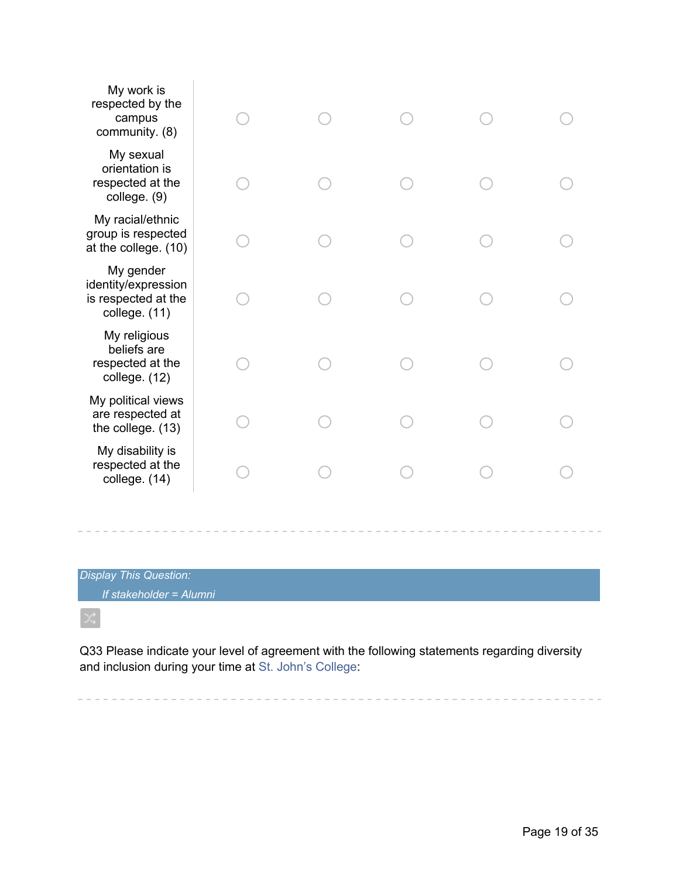| | | | | | |
|---|---|---|---|---|---|
| My work is respected by the campus community. (8) | ○ | ○ | ○ | ○ | ○ |
| My sexual orientation is respected at the college. (9) | ○ | ○ | ○ | ○ | ○ |
| My racial/ethnic group is respected at the college. (10) | ○ | ○ | ○ | ○ | ○ |
| My gender identity/expression is respected at the college. (11) | ○ | ○ | ○ | ○ | ○ |
| My religious beliefs are respected at the college. (12) | ○ | ○ | ○ | ○ | ○ |
| My political views are respected at the college. (13) | ○ | ○ | ○ | ○ | ○ |
| My disability is respected at the college. (14) | ○ | ○ | ○ | ○ | ○ |

---

*Display This Question:*

*If stakeholder = Alumni*

Q33 Please indicate your level of agreement with the following statements regarding diversity and inclusion during your time at St. John’s College:

---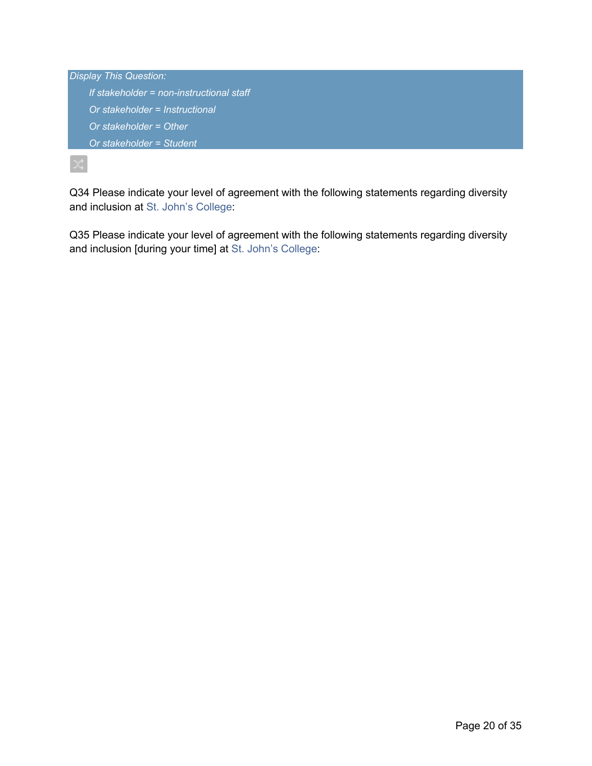*Display This Question:*

*If stakeholder = non-instructional staff*

*Or stakeholder = Instructional*

*Or stakeholder = Other*

*Or stakeholder = Student*

Q34 Please indicate your level of agreement with the following statements regarding diversity and inclusion at St. John's College:

Q35 Please indicate your level of agreement with the following statements regarding diversity and inclusion [during your time] at St. John's College: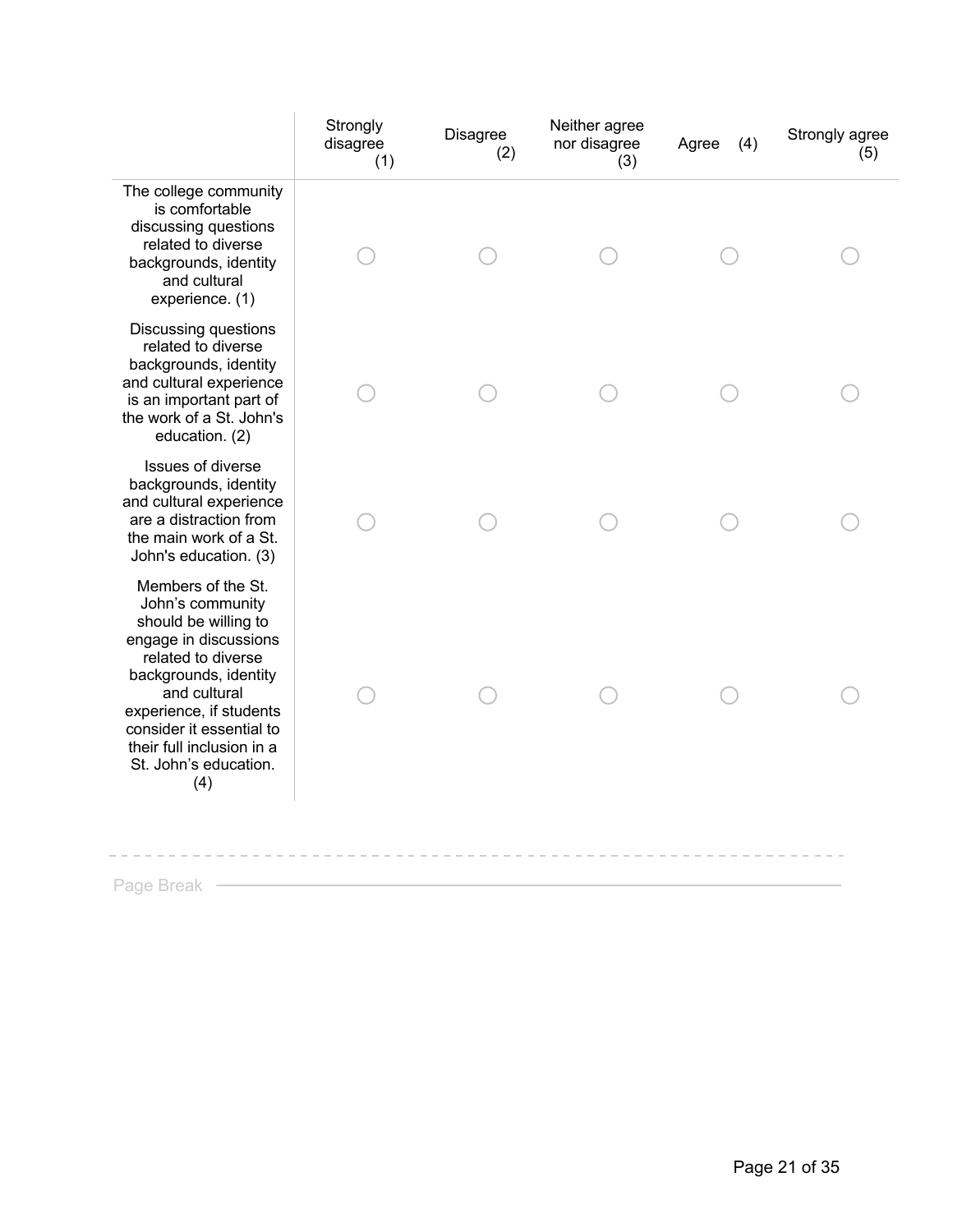| | Strongly disagree (1) | Disagree (2) | Neither agree nor disagree (3) | Agree (4) | Strongly agree (5) |
|---|---|---|---|---|---|
| The college community is comfortable discussing questions related to diverse backgrounds, identity and cultural experience. (1) | ○ | ○ | ○ | ○ | ○ |
| Discussing questions related to diverse backgrounds, identity and cultural experience is an important part of the work of a St. John's education. (2) | ○ | ○ | ○ | ○ | ○ |
| Issues of diverse backgrounds, identity and cultural experience are a distraction from the main work of a St. John's education. (3) | ○ | ○ | ○ | ○ | ○ |
| Members of the St. John's community should be willing to engage in discussions related to diverse backgrounds, identity and cultural experience, if students consider it essential to their full inclusion in a St. John's education. (4) | ○ | ○ | ○ | ○ | ○ |

Page Break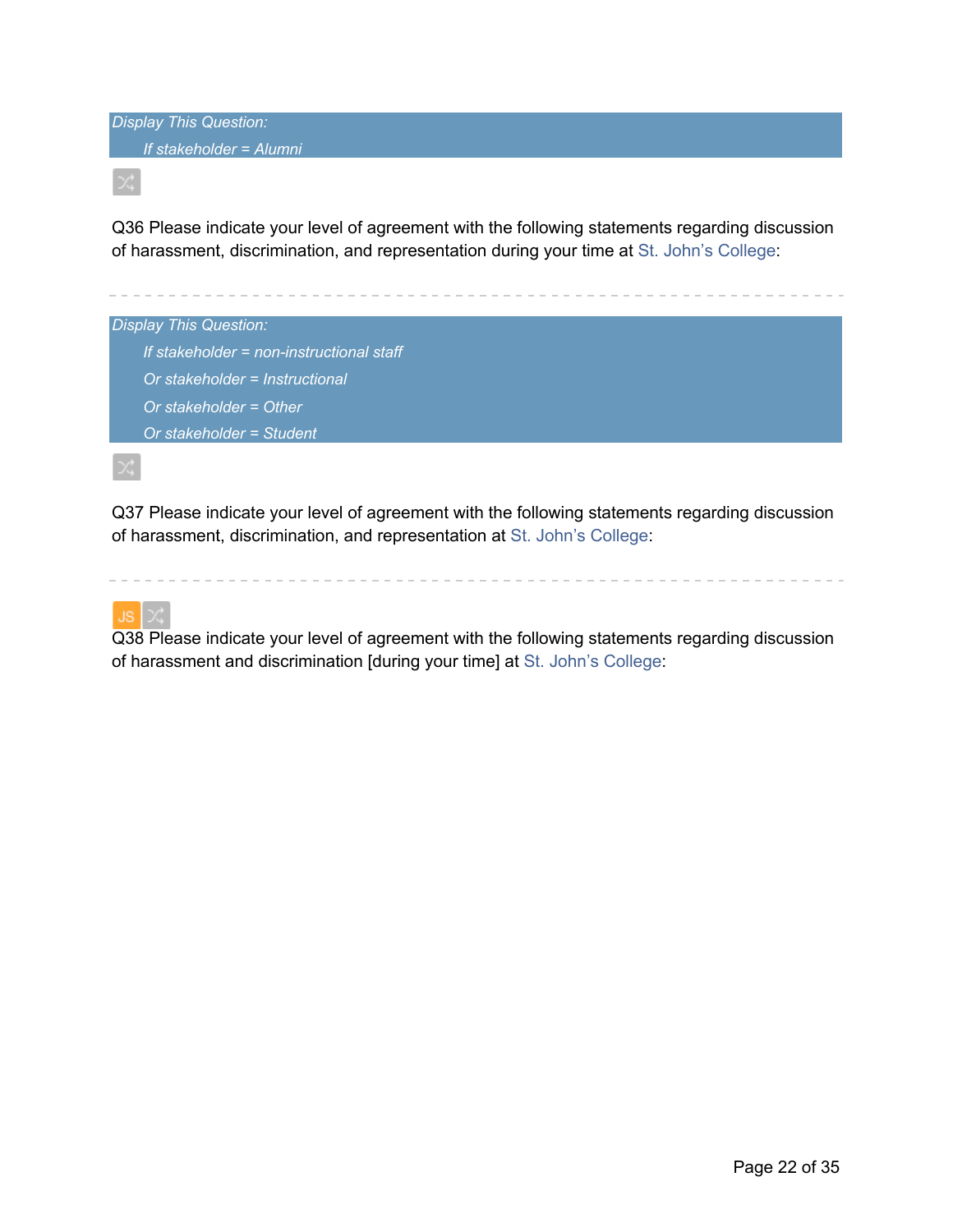*Display This Question:*

*If stakeholder = Alumni*

Q36 Please indicate your level of agreement with the following statements regarding discussion of harassment, discrimination, and representation during your time at St. John's College:

---

*Display This Question:*

*If stakeholder = non-instructional staff*

*Or stakeholder = Instructional*

*Or stakeholder = Other*

*Or stakeholder = Student*

Q37 Please indicate your level of agreement with the following statements regarding discussion of harassment, discrimination, and representation at St. John's College:

---

Q38 Please indicate your level of agreement with the following statements regarding discussion of harassment and discrimination [during your time] at St. John's College: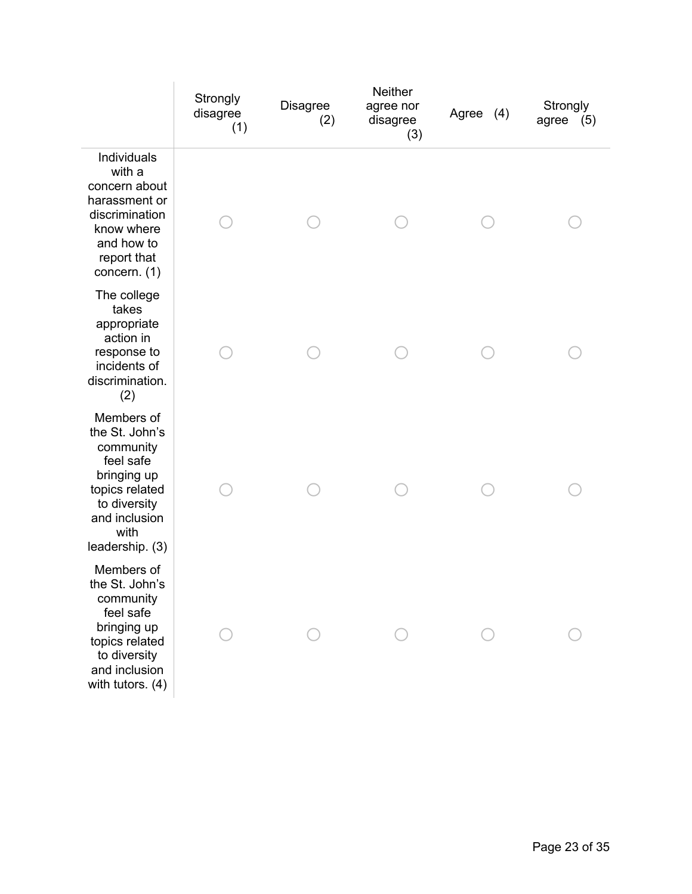| | Strongly disagree (1) | Disagree (2) | Neither agree nor disagree (3) | Agree (4) | Strongly agree (5) |
|---|---|---|---|---|---|
| Individuals with a concern about harassment or discrimination know where and how to report that concern. (1) | ○ | ○ | ○ | ○ | ○ |
| The college takes appropriate action in response to incidents of discrimination. (2) | ○ | ○ | ○ | ○ | ○ |
| Members of the St. John's community feel safe bringing up topics related to diversity and inclusion with leadership. (3) | ○ | ○ | ○ | ○ | ○ |
| Members of the St. John's community feel safe bringing up topics related to diversity and inclusion with tutors. (4) | ○ | ○ | ○ | ○ | ○ |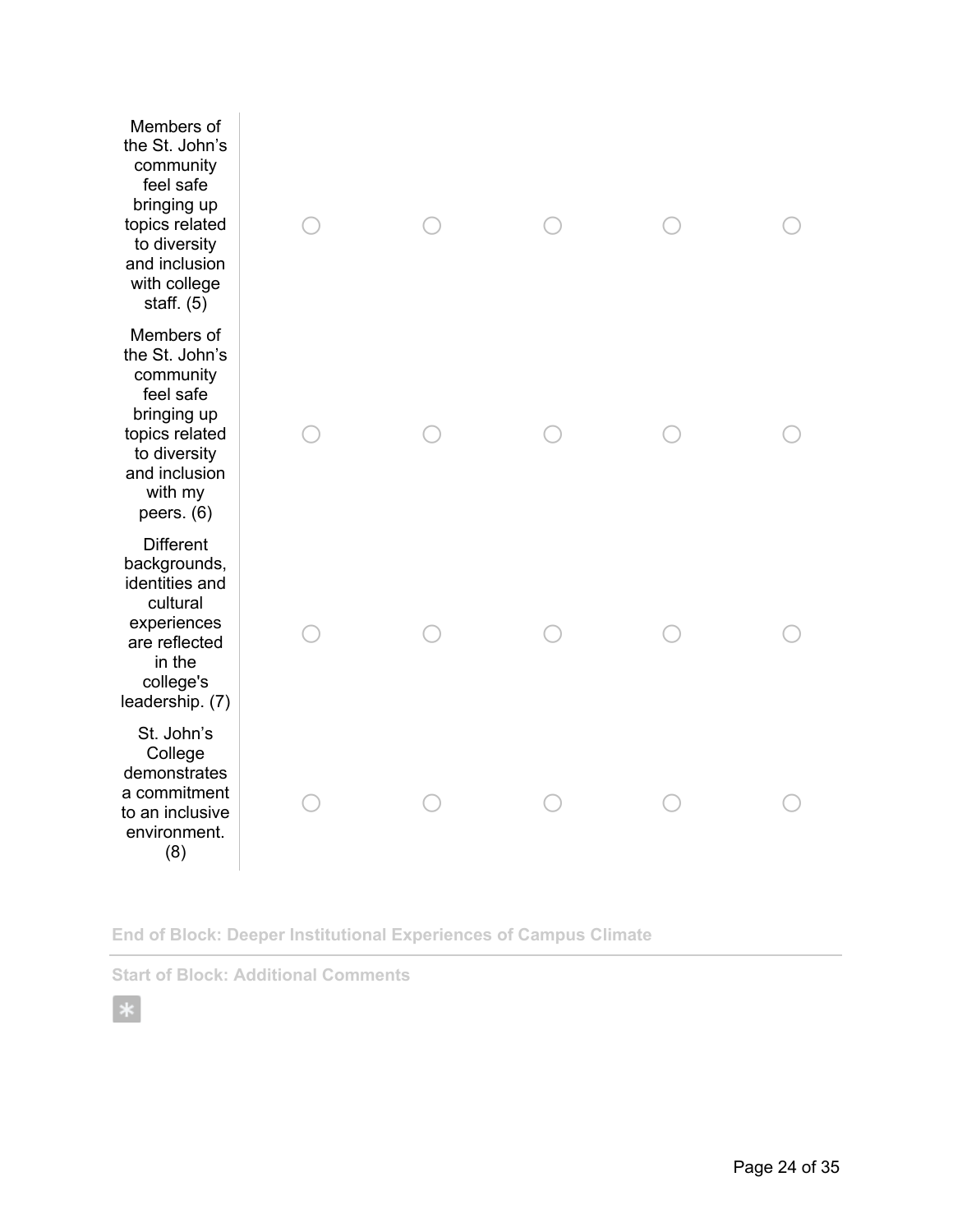| | | | | | |
|---|---|---|---|---|---|
| Members of the St. John's community feel safe bringing up topics related to diversity and inclusion with college staff. (5) | ○ | ○ | ○ | ○ | ○ |
| Members of the St. John's community feel safe bringing up topics related to diversity and inclusion with my peers. (6) | ○ | ○ | ○ | ○ | ○ |
| Different backgrounds, identities and cultural experiences are reflected in the college's leadership. (7) | ○ | ○ | ○ | ○ | ○ |
| St. John's College demonstrates a commitment to an inclusive environment. (8) | ○ | ○ | ○ | ○ | ○ |

**End of Block: Deeper Institutional Experiences of Campus Climate**

---

**Start of Block: Additional Comments**

*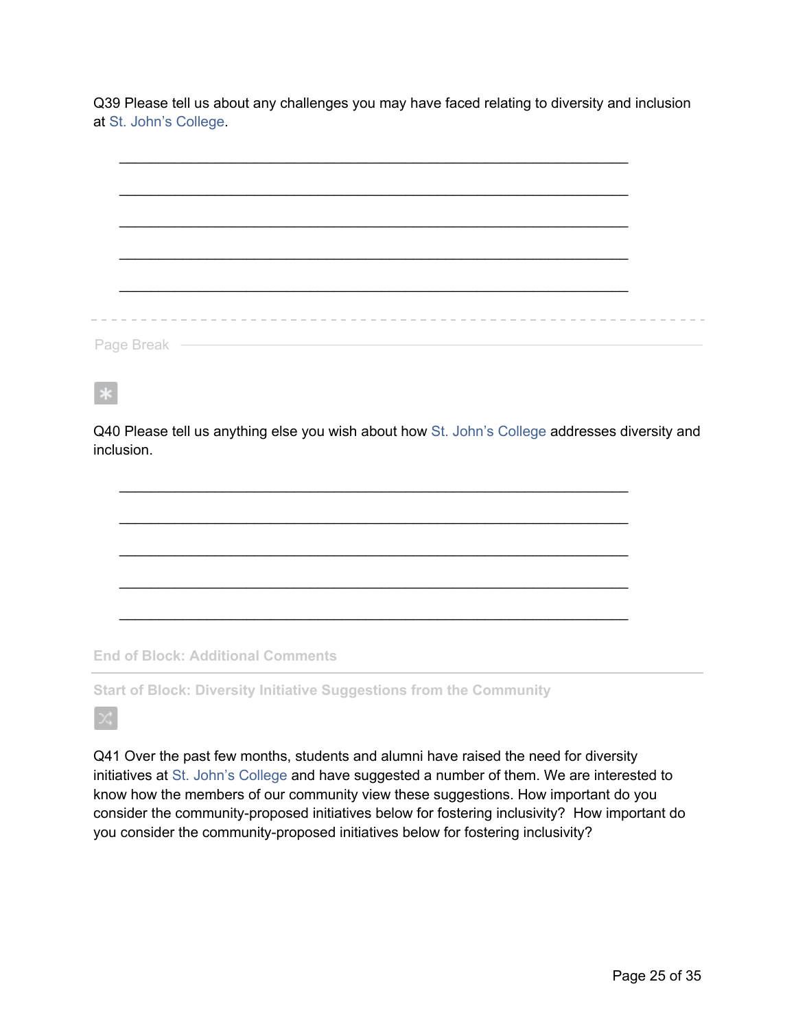Q39 Please tell us about any challenges you may have faced relating to diversity and inclusion at St. John's College.

________________________________________________________________

________________________________________________________________

________________________________________________________________

________________________________________________________________

________________________________________________________________

Page Break

Q40 Please tell us anything else you wish about how St. John's College addresses diversity and inclusion.

________________________________________________________________

________________________________________________________________

________________________________________________________________

________________________________________________________________

________________________________________________________________

End of Block: Additional Comments

Start of Block: Diversity Initiative Suggestions from the Community

Q41 Over the past few months, students and alumni have raised the need for diversity initiatives at St. John's College and have suggested a number of them. We are interested to know how the members of our community view these suggestions. How important do you consider the community-proposed initiatives below for fostering inclusivity? How important do you consider the community-proposed initiatives below for fostering inclusivity?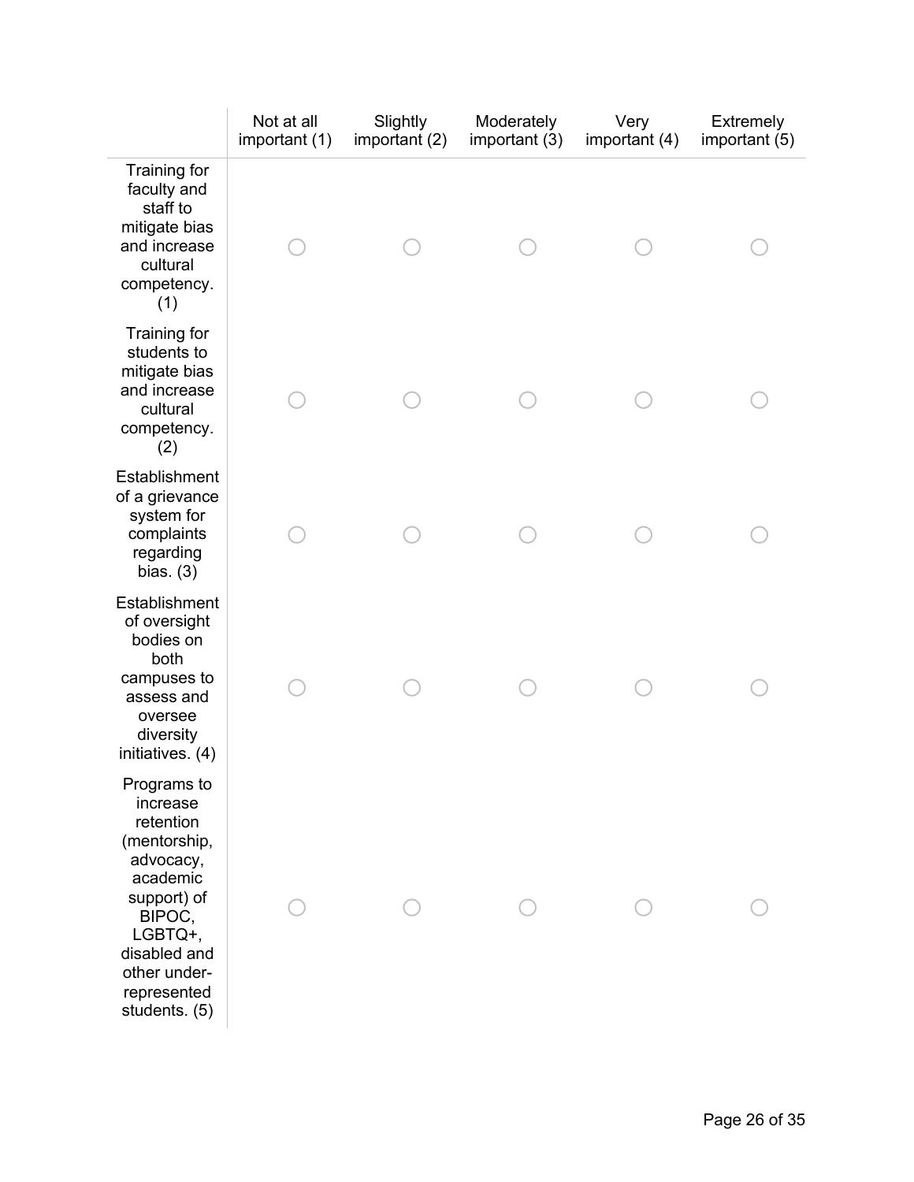| | Not at all important (1) | Slightly important (2) | Moderately important (3) | Very important (4) | Extremely important (5) |
|---|---|---|---|---|---|
| Training for faculty and staff to mitigate bias and increase cultural competency. (1) | ○ | ○ | ○ | ○ | ○ |
| Training for students to mitigate bias and increase cultural competency. (2) | ○ | ○ | ○ | ○ | ○ |
| Establishment of a grievance system for complaints regarding bias. (3) | ○ | ○ | ○ | ○ | ○ |
| Establishment of oversight bodies on both campuses to assess and oversee diversity initiatives. (4) | ○ | ○ | ○ | ○ | ○ |
| Programs to increase retention (mentorship, advocacy, academic support) of BIPOC, LGBTQ+, disabled and other under-represented students. (5) | ○ | ○ | ○ | ○ | ○ |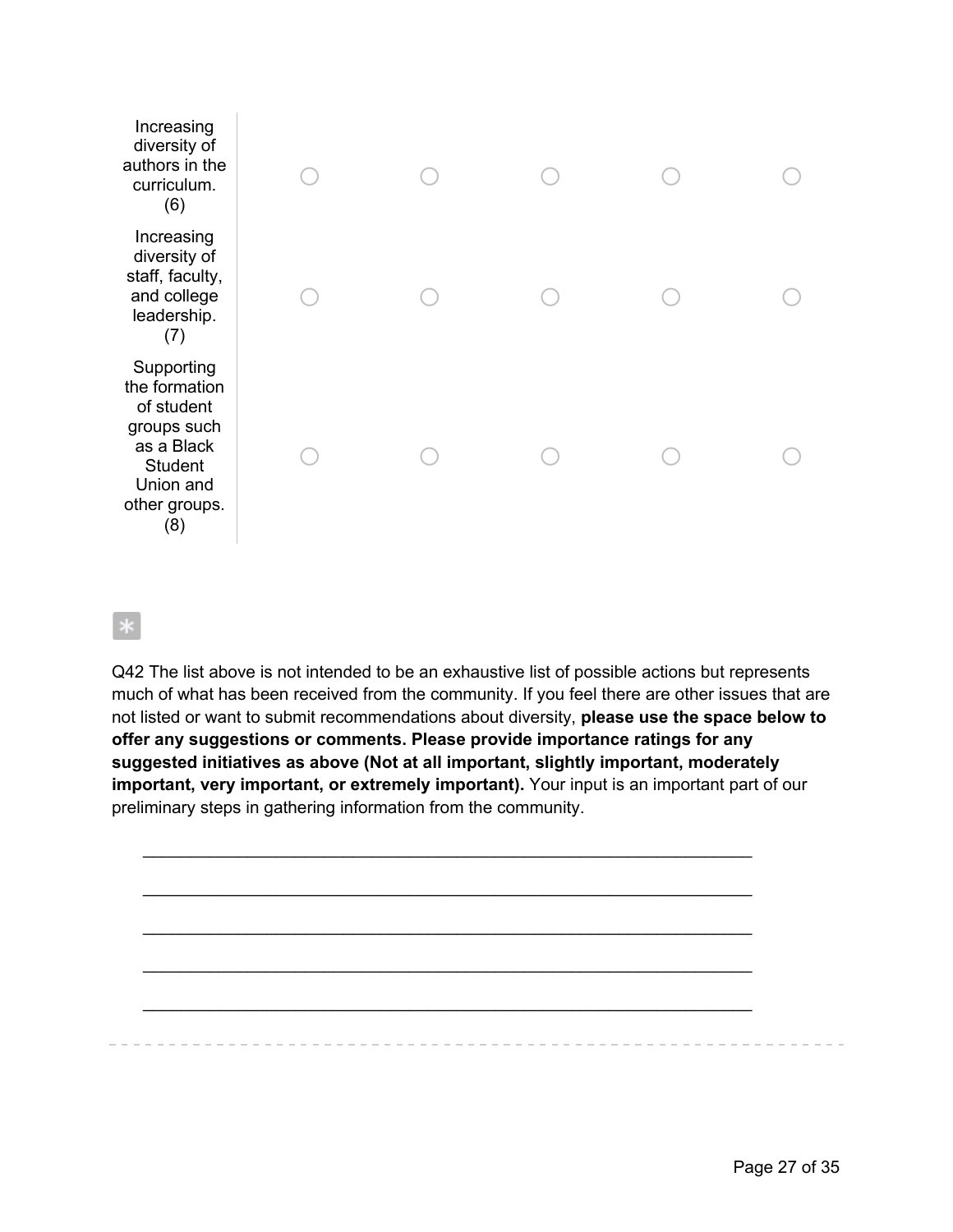| | | | | | |
|---|---|---|---|---|---|
| Increasing diversity of authors in the curriculum. (6) | ○ | ○ | ○ | ○ | ○ |
| Increasing diversity of staff, faculty, and college leadership. (7) | ○ | ○ | ○ | ○ | ○ |
| Supporting the formation of student groups such as a Black Student Union and other groups. (8) | ○ | ○ | ○ | ○ | ○ |

Q42 The list above is not intended to be an exhaustive list of possible actions but represents much of what has been received from the community. If you feel there are other issues that are not listed or want to submit recommendations about diversity, **please use the space below to offer any suggestions or comments. Please provide importance ratings for any suggested initiatives as above (Not at all important, slightly important, moderately important, very important, or extremely important).** Your input is an important part of our preliminary steps in gathering information from the community.

________________________________________________________________

________________________________________________________________

________________________________________________________________

________________________________________________________________

________________________________________________________________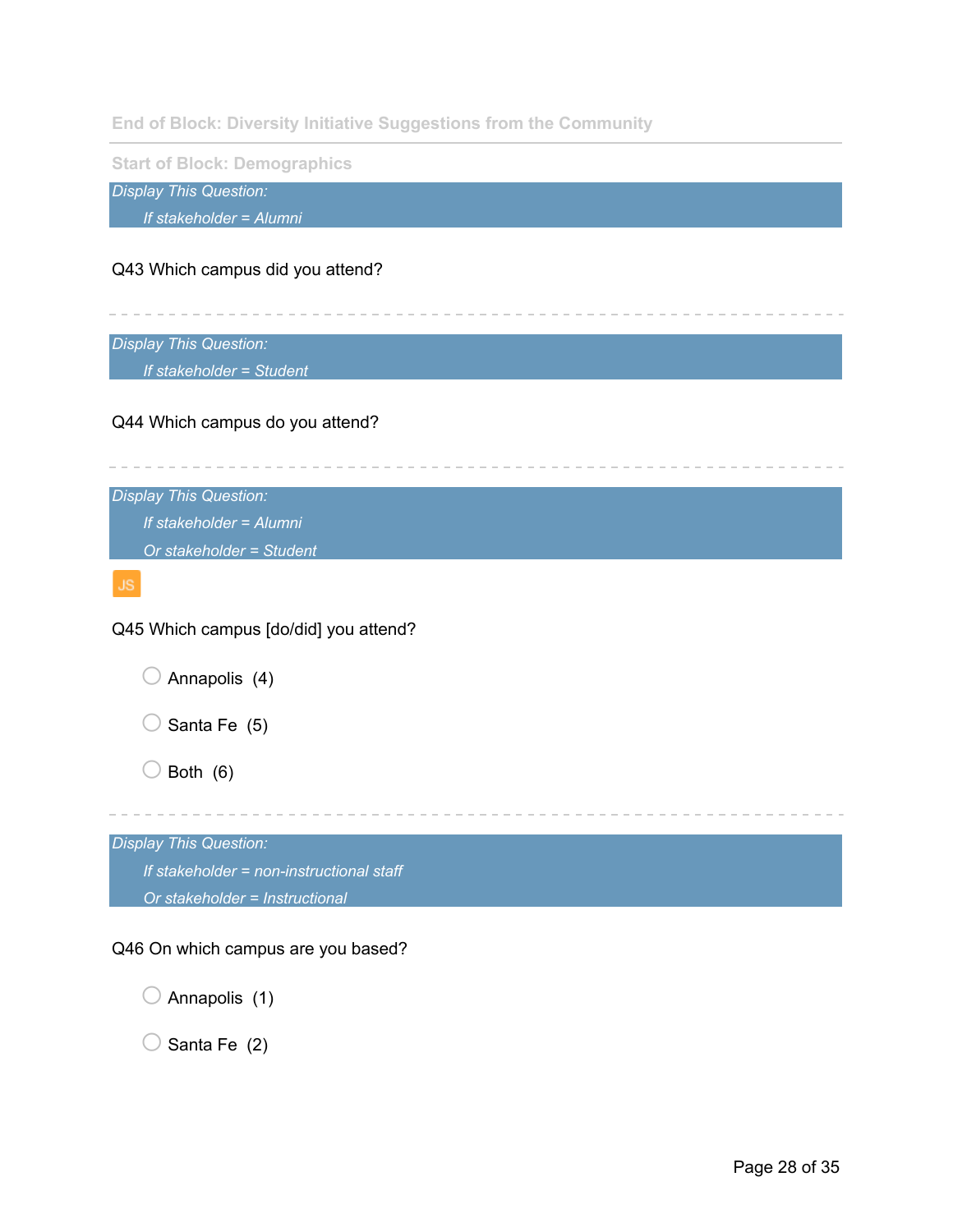End of Block: Diversity Initiative Suggestions from the Community

---

Start of Block: Demographics

*Display This Question:*

*If stakeholder = Alumni*

Q43 Which campus did you attend?

---

*Display This Question:*

*If stakeholder = Student*

Q44 Which campus do you attend?

---

*Display This Question:*

*If stakeholder = Alumni*

*Or stakeholder = Student*

JS

Q45 Which campus [do/did] you attend?

- Annapolis (4)
- Santa Fe (5)
- Both (6)

---

*Display This Question:*

*If stakeholder = non-instructional staff*

*Or stakeholder = Instructional*

Q46 On which campus are you based?

- Annapolis (1)
- Santa Fe (2)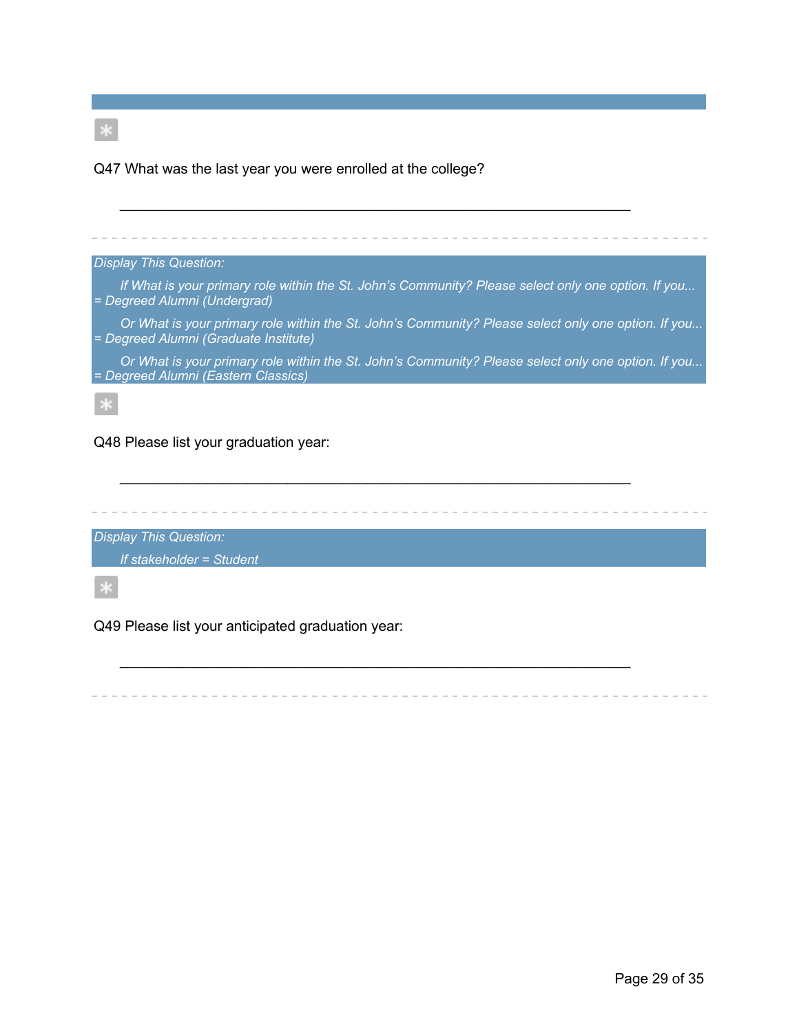Q47 What was the last year you were enrolled at the college?

________________________________________________________________

---

*Display This Question:*

*If What is your primary role within the St. John's Community? Please select only one option. If you... = Degreed Alumni (Undergrad)*

*Or What is your primary role within the St. John's Community? Please select only one option. If you... = Degreed Alumni (Graduate Institute)*

*Or What is your primary role within the St. John's Community? Please select only one option. If you... = Degreed Alumni (Eastern Classics)*

Q48 Please list your graduation year:

________________________________________________________________

---

*Display This Question:*

*If stakeholder = Student*

Q49 Please list your anticipated graduation year:

________________________________________________________________

---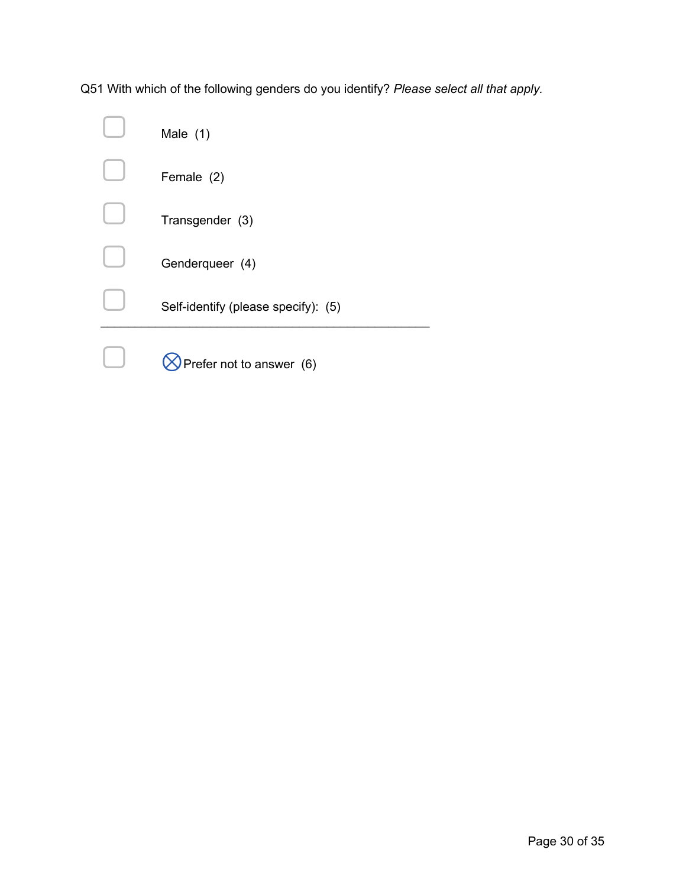Q51 With which of the following genders do you identify? *Please select all that apply*.

- ▢ Male (1)
- ▢ Female (2)
- ▢ Transgender (3)
- ▢ Genderqueer (4)
- ▢ Self-identify (please specify): (5) ________________________________________________
- ▢ ⊗Prefer not to answer (6)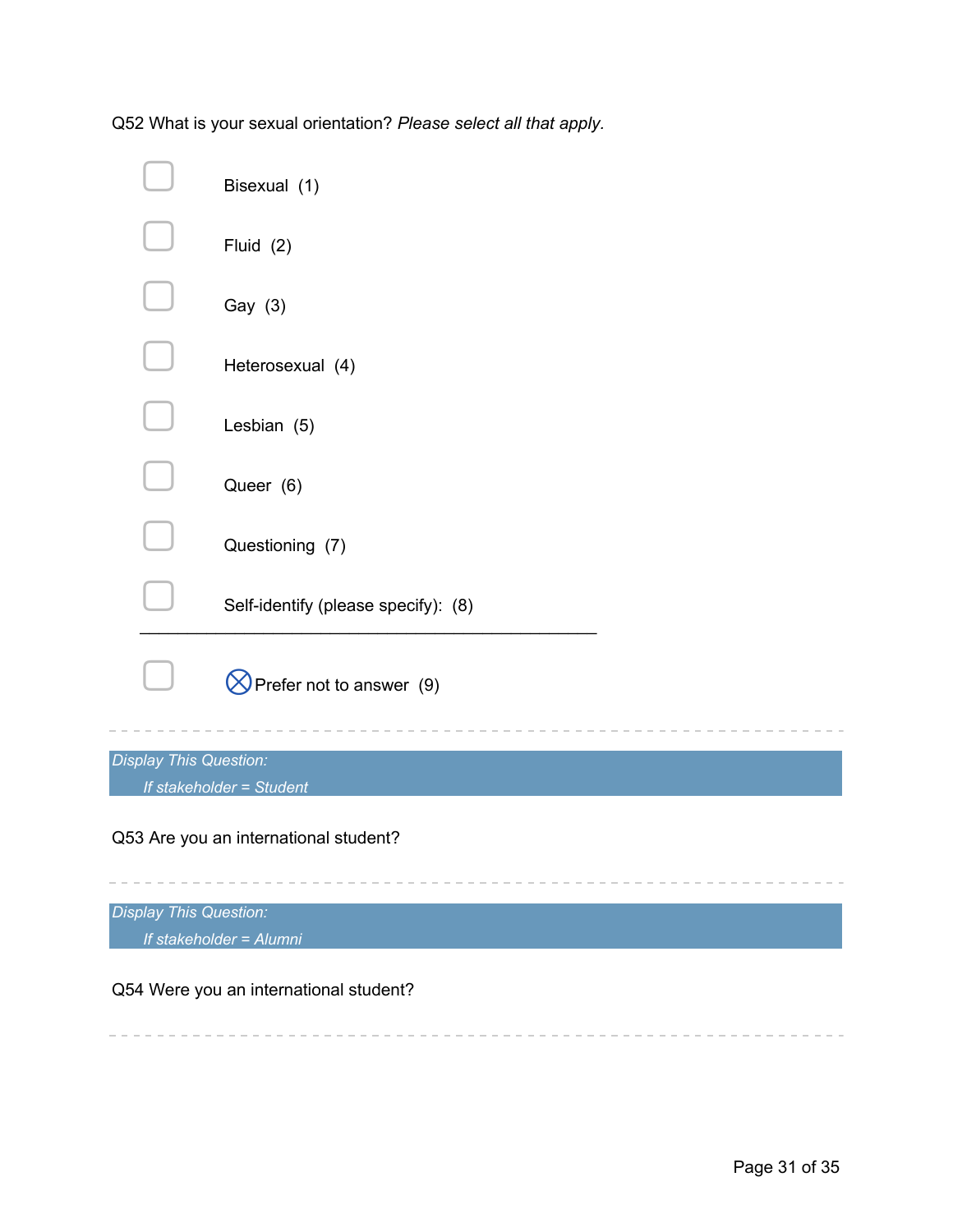Q52 What is your sexual orientation? *Please select all that apply*.

- ☐ Bisexual (1)
- ☐ Fluid (2)
- ☐ Gay (3)
- ☐ Heterosexual (4)
- ☐ Lesbian (5)
- ☐ Queer (6)
- ☐ Questioning (7)
- ☐ Self-identify (please specify): (8) ________________________________________________
- ☐ ⊗Prefer not to answer (9)

---

*Display This Question:*

*If stakeholder = Student*

Q53 Are you an international student?

---

*Display This Question:*

*If stakeholder = Alumni*

Q54 Were you an international student?

---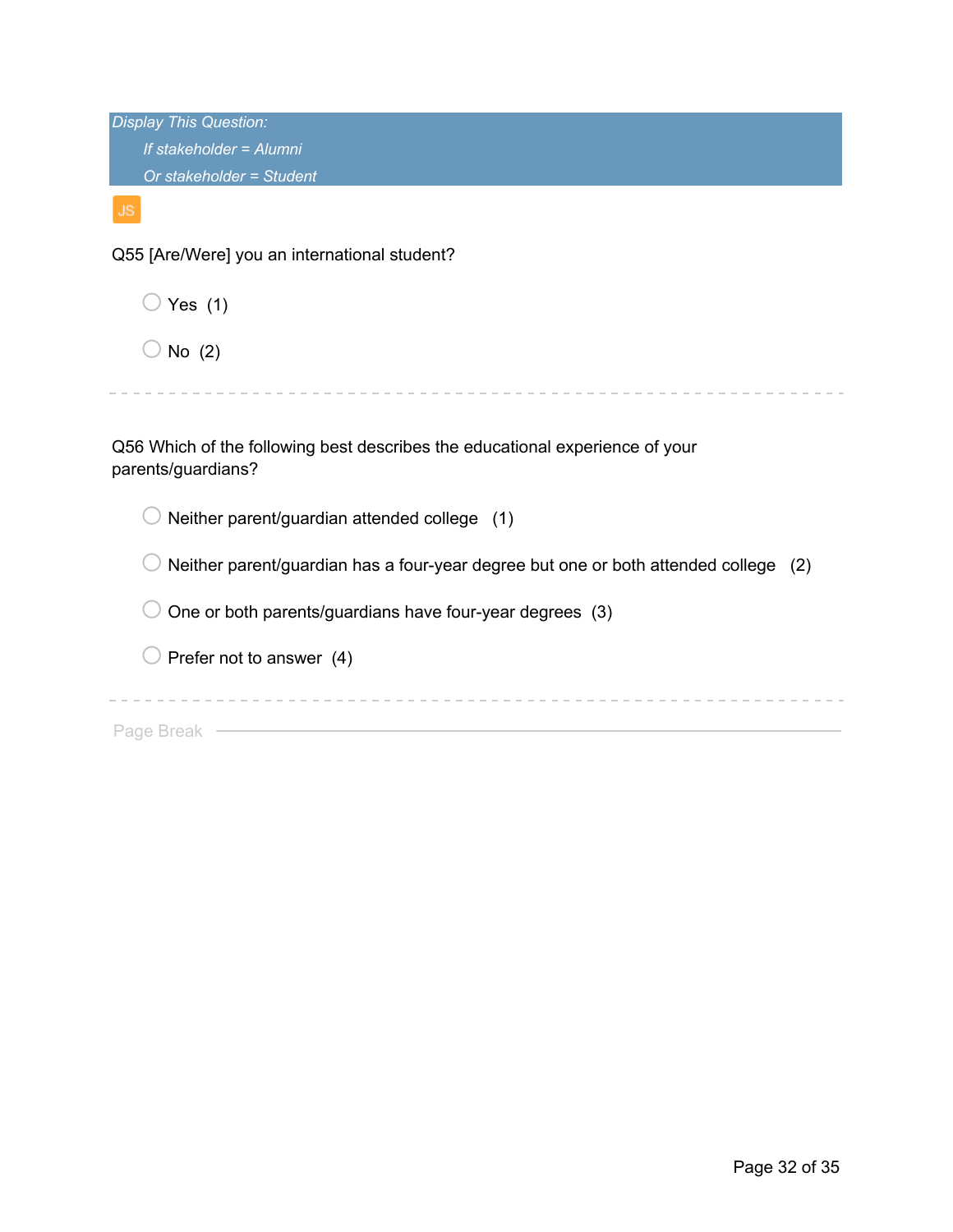*Display This Question:*

*If stakeholder = Alumni*

*Or stakeholder = Student*

JS

Q55 [Are/Were] you an international student?

- Yes (1)
- No (2)

---

Q56 Which of the following best describes the educational experience of your parents/guardians?

- Neither parent/guardian attended college (1)
- Neither parent/guardian has a four-year degree but one or both attended college (2)
- One or both parents/guardians have four-year degrees (3)
- Prefer not to answer (4)

---

Page Break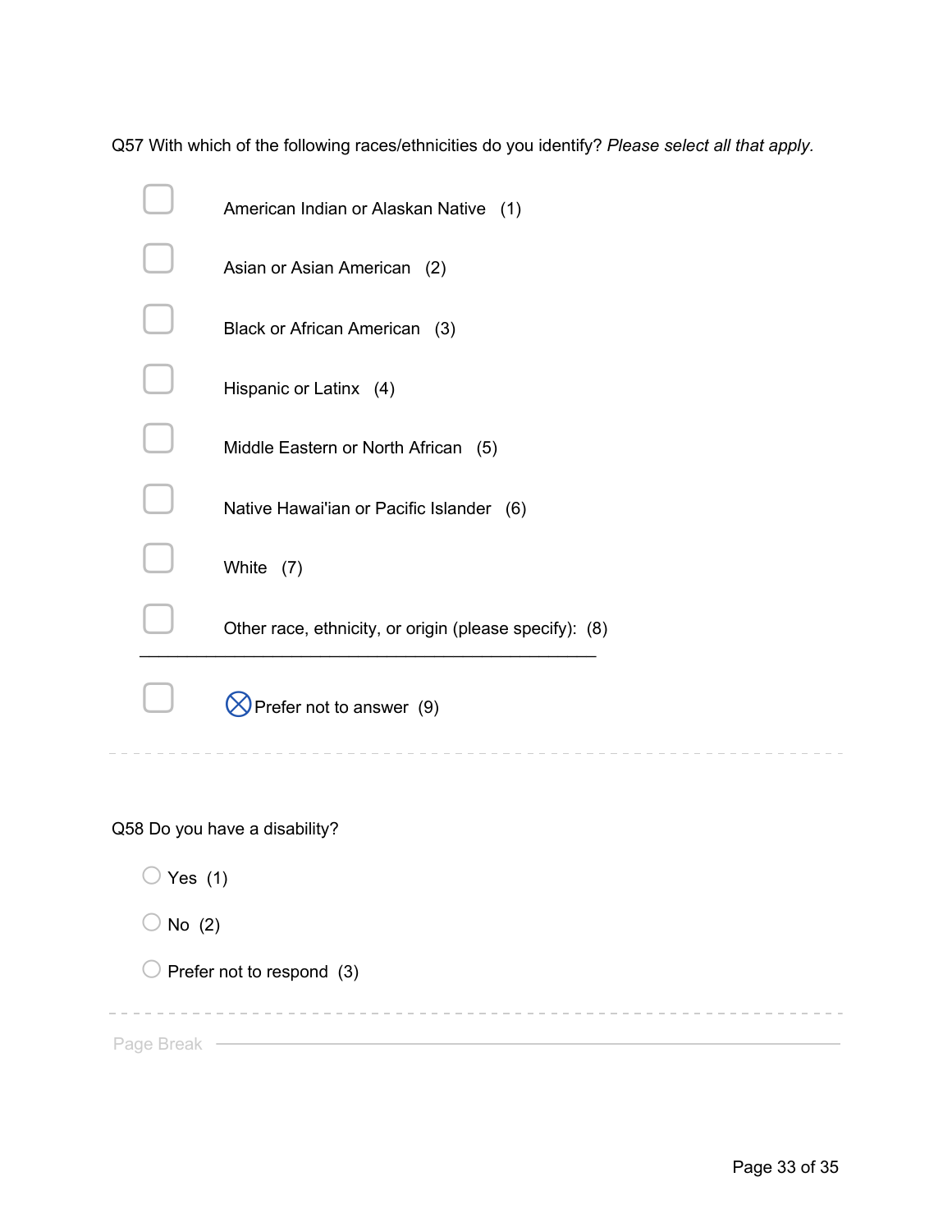Q57 With which of the following races/ethnicities do you identify? *Please select all that apply.*

- ☐ American Indian or Alaskan Native (1)
- ☐ Asian or Asian American (2)
- ☐ Black or African American (3)
- ☐ Hispanic or Latinx (4)
- ☐ Middle Eastern or North African (5)
- ☐ Native Hawai'ian or Pacific Islander (6)
- ☐ White (7)
- ☐ Other race, ethnicity, or origin (please specify): (8) ________________________________________________
- ☐ ⊗Prefer not to answer (9)

---

Q58 Do you have a disability?

- ○ Yes (1)
- ○ No (2)
- ○ Prefer not to respond (3)

---

Page Break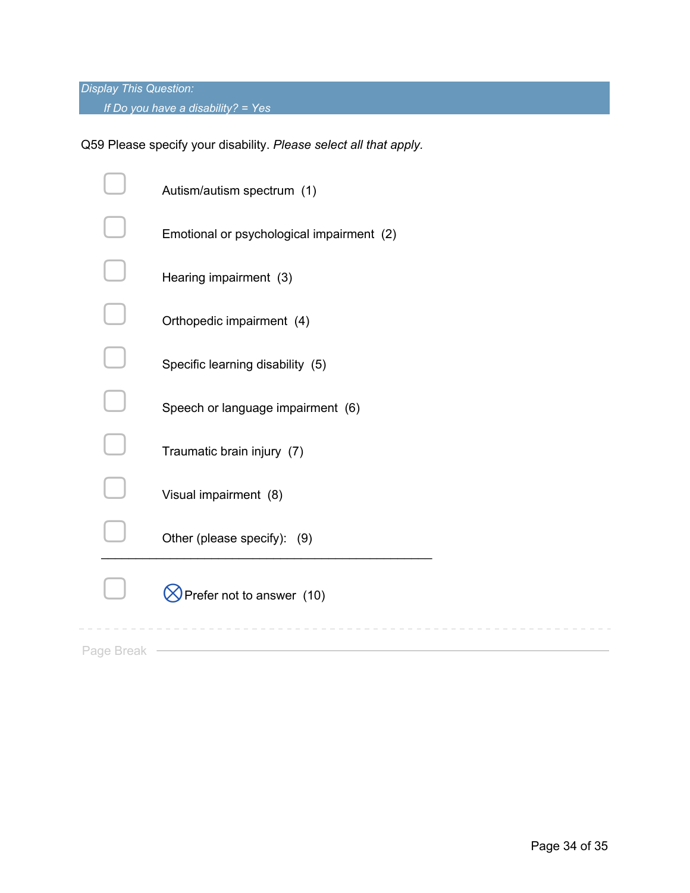*Display This Question:*

*If Do you have a disability? = Yes*

Q59 Please specify your disability. *Please select all that apply.*

- ☐ Autism/autism spectrum (1)
- ☐ Emotional or psychological impairment (2)
- ☐ Hearing impairment (3)
- ☐ Orthopedic impairment (4)
- ☐ Specific learning disability (5)
- ☐ Speech or language impairment (6)
- ☐ Traumatic brain injury (7)
- ☐ Visual impairment (8)
- ☐ Other (please specify): (9) \_\_\_\_\_\_\_\_\_\_\_\_\_\_\_\_\_\_\_\_\_\_\_\_\_\_\_\_\_\_\_\_\_\_\_\_\_\_\_\_\_\_\_\_\_\_\_\_
- ☐ ⊗Prefer not to answer (10)

Page Break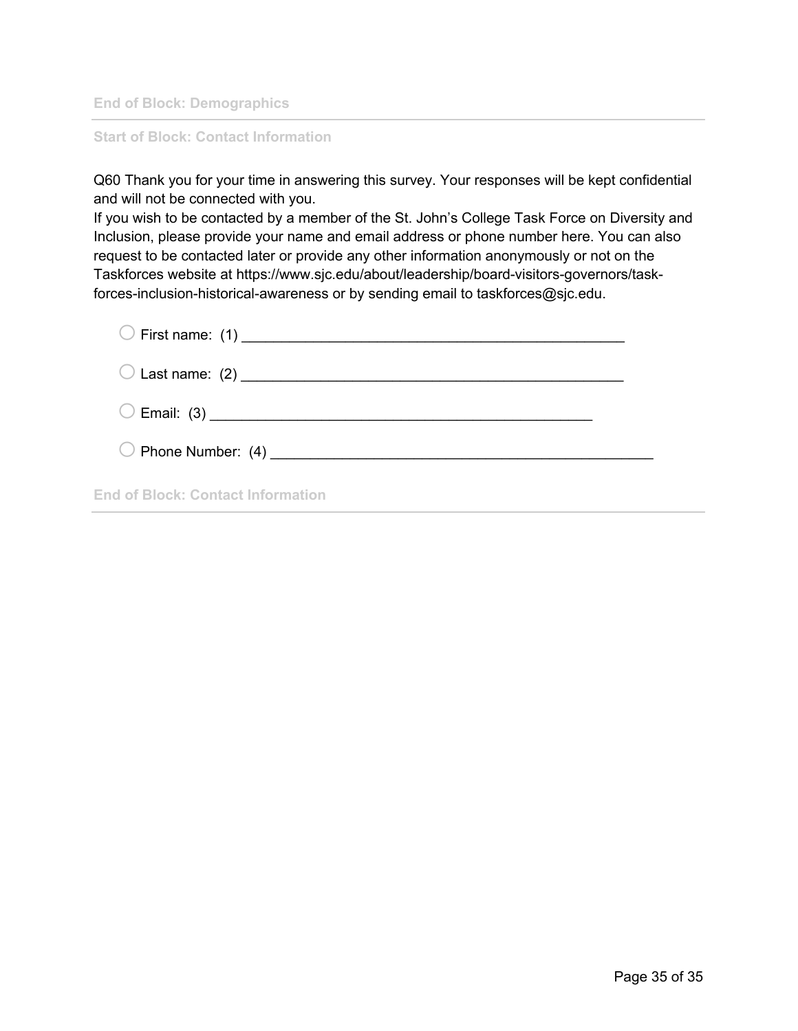End of Block: Demographics

---

Start of Block: Contact Information

Q60 Thank you for your time in answering this survey. Your responses will be kept confidential and will not be connected with you.
If you wish to be contacted by a member of the St. John's College Task Force on Diversity and Inclusion, please provide your name and email address or phone number here. You can also request to be contacted later or provide any other information anonymously or not on the Taskforces website at https://www.sjc.edu/about/leadership/board-visitors-governors/task-forces-inclusion-historical-awareness or by sending email to taskforces@sjc.edu.

○ First name: (1) ________________________________________________

○ Last name: (2) ________________________________________________

○ Email: (3) ________________________________________________

○ Phone Number: (4) ________________________________________________

End of Block: Contact Information

---